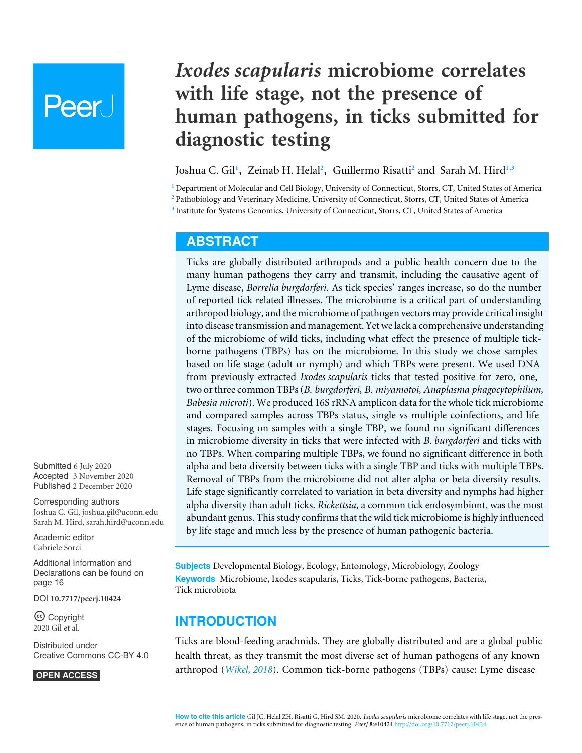# *Ixodes scapularis* microbiome correlates with life stage, not the presence of human pathogens, in ticks submitted for diagnostic testing

Joshua C. Gil[1], Zeinab H. Helal[2], Guillermo Risatti[2] and Sarah M. Hird[1,3]

[1] Department of Molecular and Cell Biology, University of Connecticut, Storrs, CT, United States of America
[2] Pathobiology and Veterinary Medicine, University of Connecticut, Storrs, CT, United States of America
[3] Institute for Systems Genomics, University of Connecticut, Storrs, CT, United States of America

## ABSTRACT

Ticks are globally distributed arthropods and a public health concern due to the many human pathogens they carry and transmit, including the causative agent of Lyme disease, *Borrelia burgdorferi*. As tick species' ranges increase, so do the number of reported tick related illnesses. The microbiome is a critical part of understanding arthropod biology, and the microbiome of pathogen vectors may provide critical insight into disease transmission and management. Yet we lack a comprehensive understanding of the microbiome of wild ticks, including what effect the presence of multiple tick-borne pathogens (TBPs) has on the microbiome. In this study we chose samples based on life stage (adult or nymph) and which TBPs were present. We used DNA from previously extracted *Ixodes scapularis* ticks that tested positive for zero, one, two or three common TBPs (*B. burgdorferi, B. miyamotoi, Anaplasma phagocytophilum, Babesia microti*). We produced 16S rRNA amplicon data for the whole tick microbiome and compared samples across TBPs status, single vs multiple coinfections, and life stages. Focusing on samples with a single TBP, we found no significant differences in microbiome diversity in ticks that were infected with *B. burgdorferi* and ticks with no TBPs. When comparing multiple TBPs, we found no significant difference in both alpha and beta diversity between ticks with a single TBP and ticks with multiple TBPs. Removal of TBPs from the microbiome did not alter alpha or beta diversity results. Life stage significantly correlated to variation in beta diversity and nymphs had higher alpha diversity than adult ticks. *Rickettsia*, a common tick endosymbiont, was the most abundant genus. This study confirms that the wild tick microbiome is highly influenced by life stage and much less by the presence of human pathogenic bacteria.

**Subjects** Developmental Biology, Ecology, Entomology, Microbiology, Zoology
**Keywords** Microbiome, Ixodes scapularis, Ticks, Tick-borne pathogens, Bacteria, Tick microbiota

Submitted 6 July 2020
Accepted 3 November 2020
Published 2 December 2020

Corresponding authors
Joshua C. Gil, joshua.gil@uconn.edu
Sarah M. Hird, sarah.hird@uconn.edu

Academic editor
Gabriele Sorci

Additional Information and Declarations can be found on page 16

DOI **10.7717/peerj.10424**

Copyright
2020 Gil et al.

Distributed under
Creative Commons CC-BY 4.0

OPEN ACCESS

## INTRODUCTION

Ticks are blood-feeding arachnids. They are globally distributed and are a global public health threat, as they transmit the most diverse set of human pathogens of any known arthropod (*Wikel, 2018*). Common tick-borne pathogens (TBPs) cause: Lyme disease

**How to cite this article** Gil JC, Helal ZH, Risatti G, Hird SM. 2020. *Ixodes scapularis* microbiome correlates with life stage, not the presence of human pathogens, in ticks submitted for diagnostic testing. *PeerJ* **8**:e10424 http://doi.org/10.7717/peerj.10424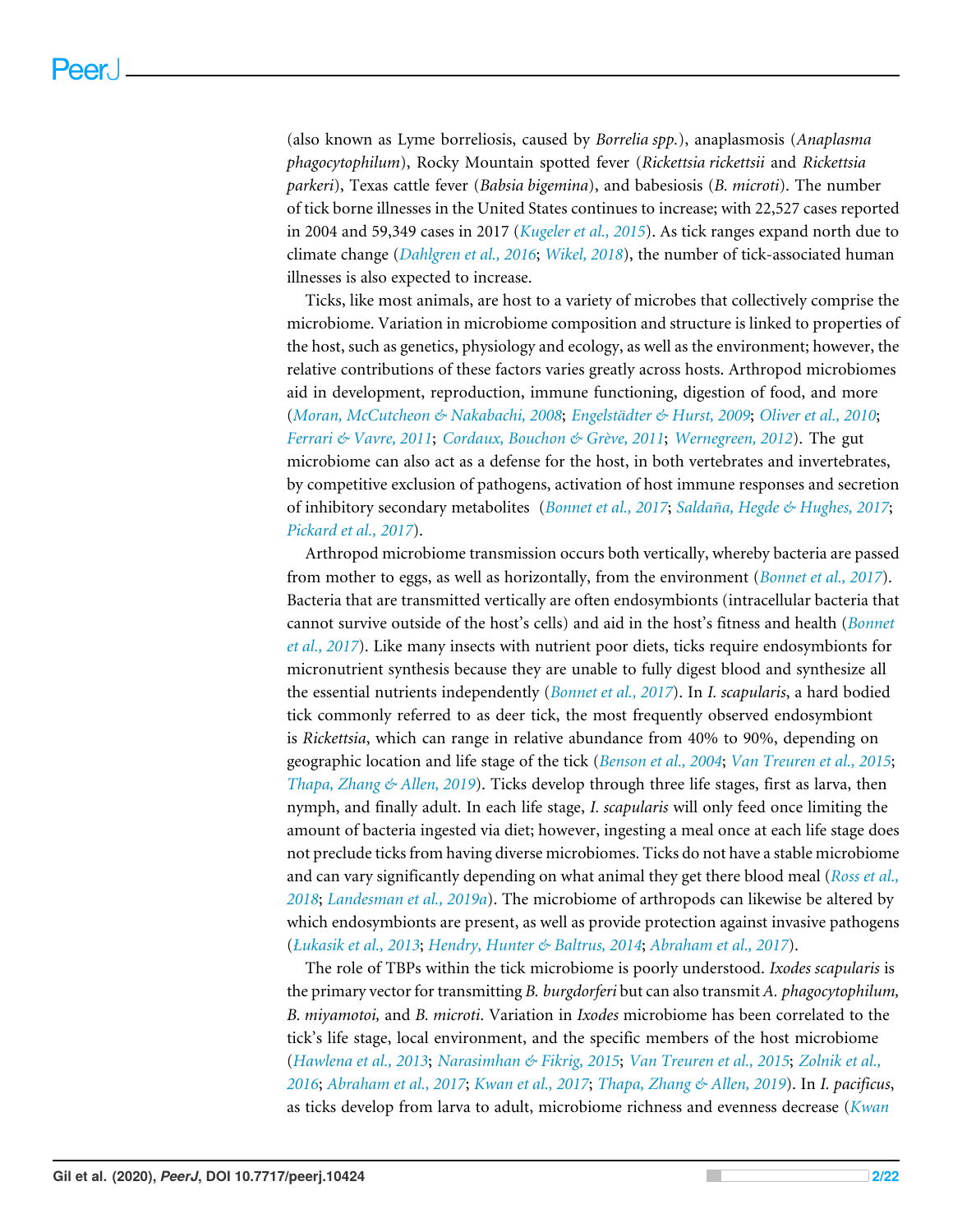(also known as Lyme borreliosis, caused by *Borrelia spp.*), anaplasmosis (*Anaplasma phagocytophilum*), Rocky Mountain spotted fever (*Rickettsia rickettsii* and *Rickettsia parkeri*), Texas cattle fever (*Babsia bigemina*), and babesiosis (*B. microti*). The number of tick borne illnesses in the United States continues to increase; with 22,527 cases reported in 2004 and 59,349 cases in 2017 (*Kugeler et al., 2015*). As tick ranges expand north due to climate change (*Dahlgren et al., 2016*; *Wikel, 2018*), the number of tick-associated human illnesses is also expected to increase.

Ticks, like most animals, are host to a variety of microbes that collectively comprise the microbiome. Variation in microbiome composition and structure is linked to properties of the host, such as genetics, physiology and ecology, as well as the environment; however, the relative contributions of these factors varies greatly across hosts. Arthropod microbiomes aid in development, reproduction, immune functioning, digestion of food, and more (*Moran, McCutcheon & Nakabachi, 2008*; *Engelstädter & Hurst, 2009*; *Oliver et al., 2010*; *Ferrari & Vavre, 2011*; *Cordaux, Bouchon & Grève, 2011*; *Wernegreen, 2012*). The gut microbiome can also act as a defense for the host, in both vertebrates and invertebrates, by competitive exclusion of pathogens, activation of host immune responses and secretion of inhibitory secondary metabolites (*Bonnet et al., 2017*; *Saldaña, Hegde & Hughes, 2017*; *Pickard et al., 2017*).

Arthropod microbiome transmission occurs both vertically, whereby bacteria are passed from mother to eggs, as well as horizontally, from the environment (*Bonnet et al., 2017*). Bacteria that are transmitted vertically are often endosymbionts (intracellular bacteria that cannot survive outside of the host's cells) and aid in the host's fitness and health (*Bonnet et al., 2017*). Like many insects with nutrient poor diets, ticks require endosymbionts for micronutrient synthesis because they are unable to fully digest blood and synthesize all the essential nutrients independently (*Bonnet et al., 2017*). In *I. scapularis*, a hard bodied tick commonly referred to as deer tick, the most frequently observed endosymbiont is *Rickettsia*, which can range in relative abundance from 40% to 90%, depending on geographic location and life stage of the tick (*Benson et al., 2004*; *Van Treuren et al., 2015*; *Thapa, Zhang & Allen, 2019*). Ticks develop through three life stages, first as larva, then nymph, and finally adult. In each life stage, *I. scapularis* will only feed once limiting the amount of bacteria ingested via diet; however, ingesting a meal once at each life stage does not preclude ticks from having diverse microbiomes. Ticks do not have a stable microbiome and can vary significantly depending on what animal they get there blood meal (*Ross et al., 2018*; *Landesman et al., 2019a*). The microbiome of arthropods can likewise be altered by which endosymbionts are present, as well as provide protection against invasive pathogens (*Lukasik et al., 2013*; *Hendry, Hunter & Baltrus, 2014*; *Abraham et al., 2017*).

The role of TBPs within the tick microbiome is poorly understood. *Ixodes scapularis* is the primary vector for transmitting *B. burgdorferi* but can also transmit *A. phagocytophilum, B. miyamotoi,* and *B. microti*. Variation in *Ixodes* microbiome has been correlated to the tick's life stage, local environment, and the specific members of the host microbiome (*Hawlena et al., 2013*; *Narasimhan & Fikrig, 2015*; *Van Treuren et al., 2015*; *Zolnik et al., 2016*; *Abraham et al., 2017*; *Kwan et al., 2017*; *Thapa, Zhang & Allen, 2019*). In *I. pacificus*, as ticks develop from larva to adult, microbiome richness and evenness decrease (*Kwan*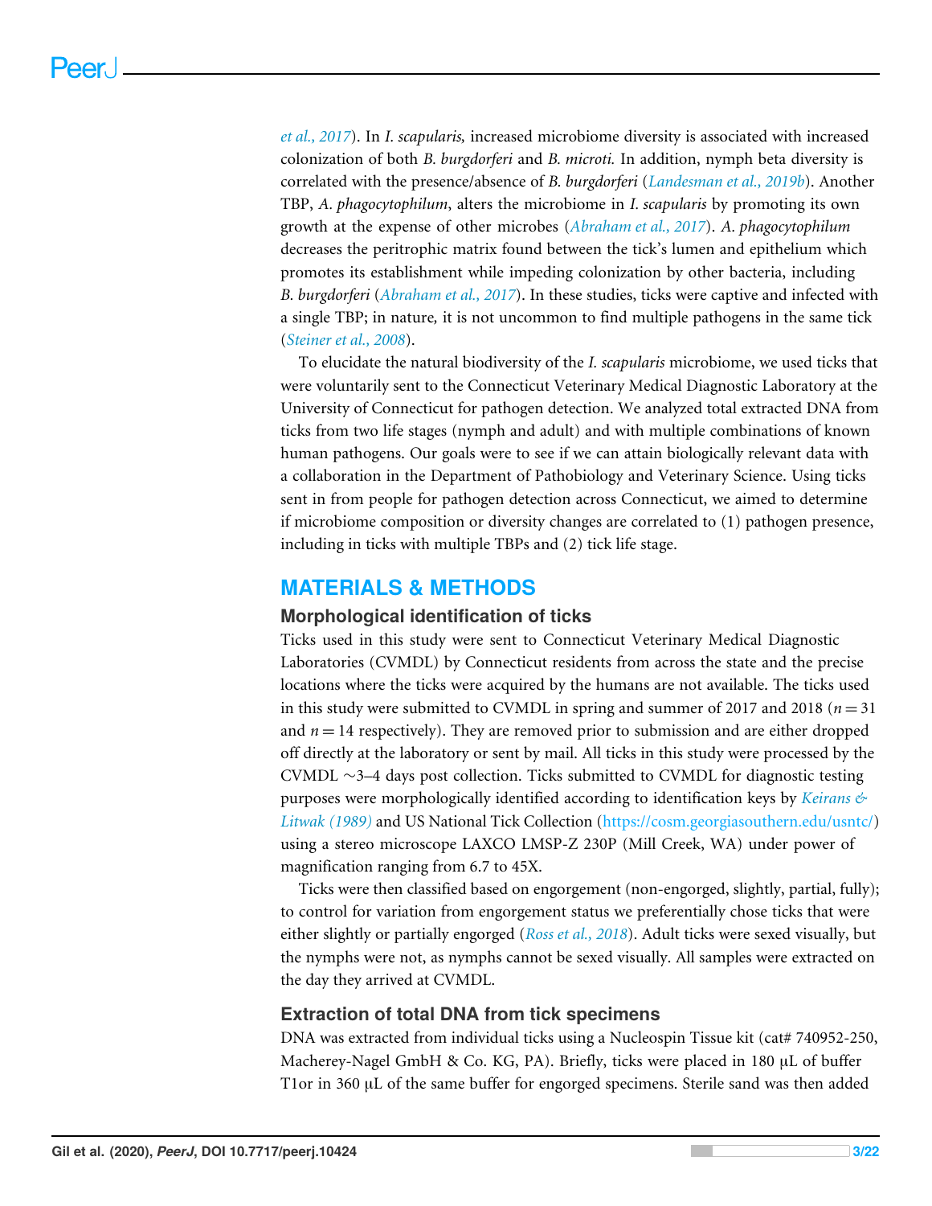et al., 2017). In *I. scapularis,* increased microbiome diversity is associated with increased colonization of both *B. burgdorferi* and *B. microti.* In addition, nymph beta diversity is correlated with the presence/absence of *B. burgdorferi* (Landesman et al., 2019b). Another TBP, *A. phagocytophilum*, alters the microbiome in *I. scapularis* by promoting its own growth at the expense of other microbes (Abraham et al., 2017). *A. phagocytophilum* decreases the peritrophic matrix found between the tick's lumen and epithelium which promotes its establishment while impeding colonization by other bacteria, including *B. burgdorferi* (Abraham et al., 2017). In these studies, ticks were captive and infected with a single TBP; in nature, it is not uncommon to find multiple pathogens in the same tick (Steiner et al., 2008).

To elucidate the natural biodiversity of the *I. scapularis* microbiome, we used ticks that were voluntarily sent to the Connecticut Veterinary Medical Diagnostic Laboratory at the University of Connecticut for pathogen detection. We analyzed total extracted DNA from ticks from two life stages (nymph and adult) and with multiple combinations of known human pathogens. Our goals were to see if we can attain biologically relevant data with a collaboration in the Department of Pathobiology and Veterinary Science. Using ticks sent in from people for pathogen detection across Connecticut, we aimed to determine if microbiome composition or diversity changes are correlated to (1) pathogen presence, including in ticks with multiple TBPs and (2) tick life stage.

## MATERIALS & METHODS

### Morphological identification of ticks

Ticks used in this study were sent to Connecticut Veterinary Medical Diagnostic Laboratories (CVMDL) by Connecticut residents from across the state and the precise locations where the ticks were acquired by the humans are not available. The ticks used in this study were submitted to CVMDL in spring and summer of 2017 and 2018 ($n = 31$ and $n = 14$ respectively). They are removed prior to submission and are either dropped off directly at the laboratory or sent by mail. All ticks in this study were processed by the CVMDL ~3–4 days post collection. Ticks submitted to CVMDL for diagnostic testing purposes were morphologically identified according to identification keys by Keirans & Litwak (1989) and US National Tick Collection (https://cosm.georgiasouthern.edu/usntc/) using a stereo microscope LAXCO LMSP-Z 230P (Mill Creek, WA) under power of magnification ranging from 6.7 to 45X.

Ticks were then classified based on engorgement (non-engorged, slightly, partial, fully); to control for variation from engorgement status we preferentially chose ticks that were either slightly or partially engorged (Ross et al., 2018). Adult ticks were sexed visually, but the nymphs were not, as nymphs cannot be sexed visually. All samples were extracted on the day they arrived at CVMDL.

### Extraction of total DNA from tick specimens

DNA was extracted from individual ticks using a Nucleospin Tissue kit (cat# 740952-250, Macherey-Nagel GmbH & Co. KG, PA). Briefly, ticks were placed in 180 μL of buffer T1or in 360 μL of the same buffer for engorged specimens. Sterile sand was then added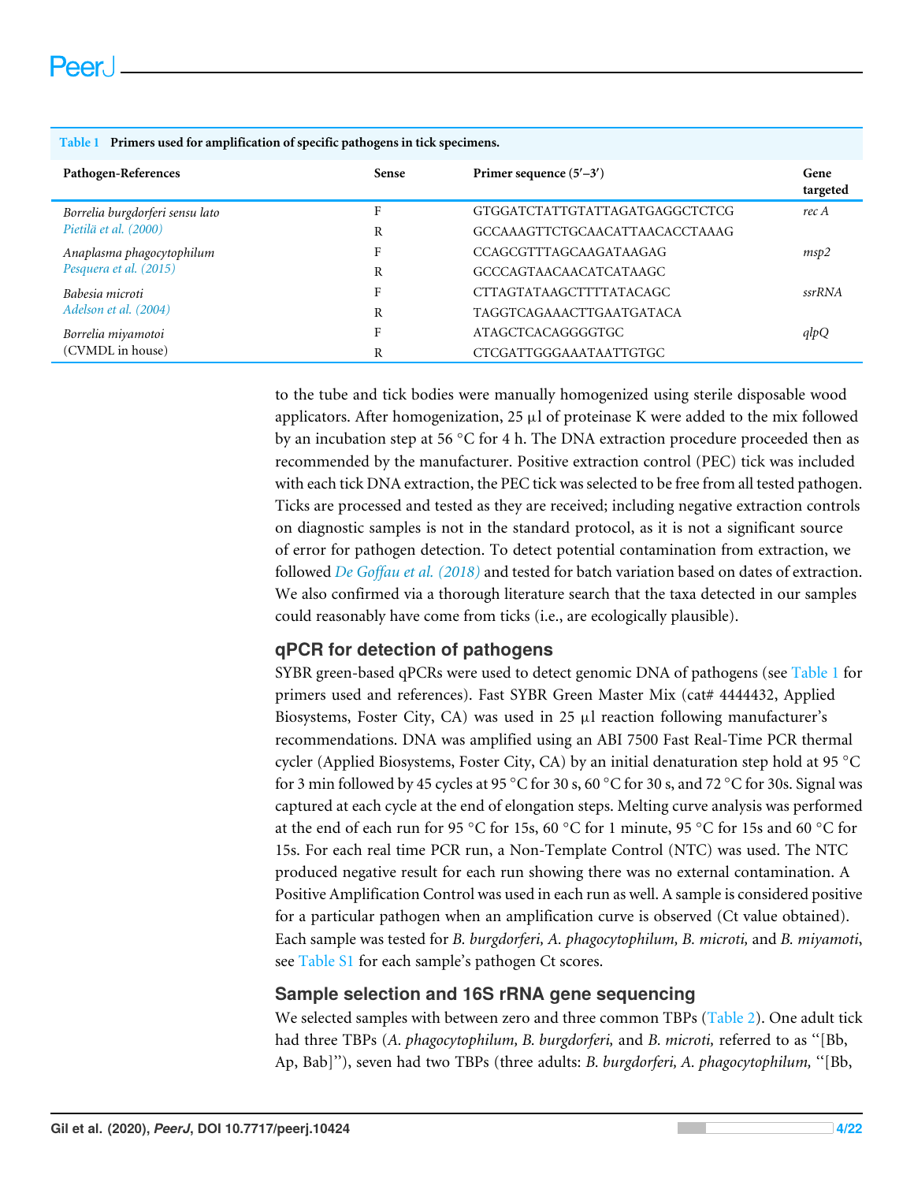**Table 1** Primers used for amplification of specific pathogens in tick specimens.

| Pathogen-References | Sense | Primer sequence (5′–3′) | Gene targeted |
|---|---|---|---|
| *Borrelia burgdorferi sensu lato* Pietilä et al. (2000) | F | GTGGATCTATTGTATTAGATGAGGCTCTCG | *rec A* |
| | R | GCCAAAGTTCTGCAACATTAACACCTAAAG | |
| *Anaplasma phagocytophilum* Pesquera et al. (2015) | F | CCAGCGTTTAGCAAGATAAGAG | *msp2* |
| | R | GCCCAGTAACAACATCATAAGC | |
| *Babesia microti* Adelson et al. (2004) | F | CTTAGTATAAGCTTTTATACAGC | *ssrRNA* |
| | R | TAGGTCAGAAACTTGAATGATACA | |
| *Borrelia miyamotoi* (CVMDL in house) | F | ATAGCTCACAGGGGTGC | *qlpQ* |
| | R | CTCGATTGGGAAATAATTGTGC | |

to the tube and tick bodies were manually homogenized using sterile disposable wood applicators. After homogenization, 25 µl of proteinase K were added to the mix followed by an incubation step at 56 °C for 4 h. The DNA extraction procedure proceeded then as recommended by the manufacturer. Positive extraction control (PEC) tick was included with each tick DNA extraction, the PEC tick was selected to be free from all tested pathogen. Ticks are processed and tested as they are received; including negative extraction controls on diagnostic samples is not in the standard protocol, as it is not a significant source of error for pathogen detection. To detect potential contamination from extraction, we followed De Goffau et al. (2018) and tested for batch variation based on dates of extraction. We also confirmed via a thorough literature search that the taxa detected in our samples could reasonably have come from ticks (i.e., are ecologically plausible).

## qPCR for detection of pathogens

SYBR green-based qPCRs were used to detect genomic DNA of pathogens (see Table 1 for primers used and references). Fast SYBR Green Master Mix (cat# 4444432, Applied Biosystems, Foster City, CA) was used in 25 µl reaction following manufacturer's recommendations. DNA was amplified using an ABI 7500 Fast Real-Time PCR thermal cycler (Applied Biosystems, Foster City, CA) by an initial denaturation step hold at 95 °C for 3 min followed by 45 cycles at 95 °C for 30 s, 60 °C for 30 s, and 72 °C for 30s. Signal was captured at each cycle at the end of elongation steps. Melting curve analysis was performed at the end of each run for 95 °C for 15s, 60 °C for 1 minute, 95 °C for 15s and 60 °C for 15s. For each real time PCR run, a Non-Template Control (NTC) was used. The NTC produced negative result for each run showing there was no external contamination. A Positive Amplification Control was used in each run as well. A sample is considered positive for a particular pathogen when an amplification curve is observed (Ct value obtained). Each sample was tested for *B. burgdorferi, A. phagocytophilum, B. microti,* and *B. miyamoti*, see Table S1 for each sample's pathogen Ct scores.

## Sample selection and 16S rRNA gene sequencing

We selected samples with between zero and three common TBPs (Table 2). One adult tick had three TBPs (*A. phagocytophilum, B. burgdorferi,* and *B. microti,* referred to as "[Bb, Ap, Bab]"), seven had two TBPs (three adults: *B. burgdorferi, A. phagocytophilum,* "[Bb,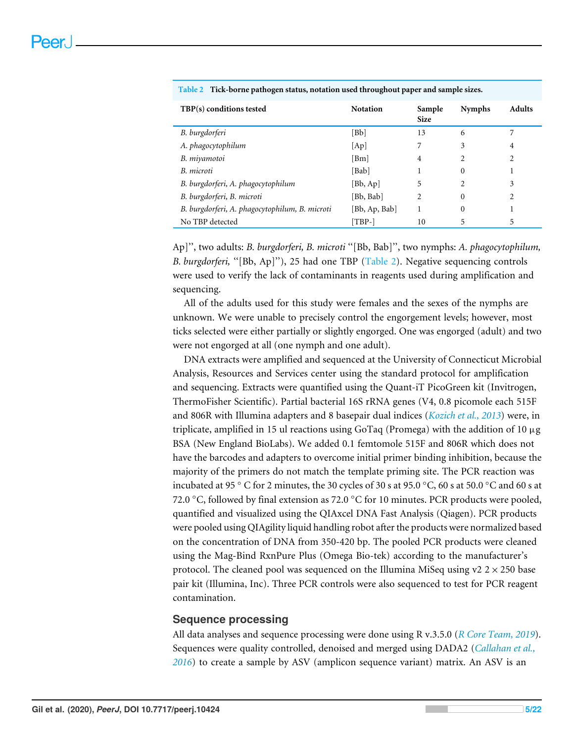**Table 2 Tick-borne pathogen status, notation used throughout paper and sample sizes.**

| TBP(s) conditions tested | Notation | Sample Size | Nymphs | Adults |
|---|---|---|---|---|
| *B. burgdorferi* | [Bb] | 13 | 6 | 7 |
| *A. phagocytophilum* | [Ap] | 7 | 3 | 4 |
| *B. miyamotoi* | [Bm] | 4 | 2 | 2 |
| *B. microti* | [Bab] | 1 | 0 | 1 |
| *B. burgdorferi, A. phagocytophilum* | [Bb, Ap] | 5 | 2 | 3 |
| *B. burgdorferi, B. microti* | [Bb, Bab] | 2 | 0 | 2 |
| *B. burgdorferi, A. phagocytophilum, B. microti* | [Bb, Ap, Bab] | 1 | 0 | 1 |
| No TBP detected | [TBP-] | 10 | 5 | 5 |

Ap]'', two adults: *B. burgdorferi, B. microti* ''[Bb, Bab]'', two nymphs: *A. phagocytophilum, B. burgdorferi,* ''[Bb, Ap]''), 25 had one TBP (Table 2). Negative sequencing controls were used to verify the lack of contaminants in reagents used during amplification and sequencing.

All of the adults used for this study were females and the sexes of the nymphs are unknown. We were unable to precisely control the engorgement levels; however, most ticks selected were either partially or slightly engorged. One was engorged (adult) and two were not engorged at all (one nymph and one adult).

DNA extracts were amplified and sequenced at the University of Connecticut Microbial Analysis, Resources and Services center using the standard protocol for amplification and sequencing. Extracts were quantified using the Quant-iT PicoGreen kit (Invitrogen, ThermoFisher Scientific). Partial bacterial 16S rRNA genes (V4, 0.8 picomole each 515F and 806R with Illumina adapters and 8 basepair dual indices (*Kozich et al., 2013*) were, in triplicate, amplified in 15 ul reactions using GoTaq (Promega) with the addition of 10 µg BSA (New England BioLabs). We added 0.1 femtomole 515F and 806R which does not have the barcodes and adapters to overcome initial primer binding inhibition, because the majority of the primers do not match the template priming site. The PCR reaction was incubated at 95 ° C for 2 minutes, the 30 cycles of 30 s at 95.0 °C, 60 s at 50.0 °C and 60 s at 72.0 °C, followed by final extension as 72.0 °C for 10 minutes. PCR products were pooled, quantified and visualized using the QIAxcel DNA Fast Analysis (Qiagen). PCR products were pooled using QIAgility liquid handling robot after the products were normalized based on the concentration of DNA from 350-420 bp. The pooled PCR products were cleaned using the Mag-Bind RxnPure Plus (Omega Bio-tek) according to the manufacturer's protocol. The cleaned pool was sequenced on the Illumina MiSeq using v2 $2 \times 250$ base pair kit (Illumina, Inc). Three PCR controls were also sequenced to test for PCR reagent contamination.

## Sequence processing

All data analyses and sequence processing were done using R v.3.5.0 (*R Core Team, 2019*). Sequences were quality controlled, denoised and merged using DADA2 (*Callahan et al., 2016*) to create a sample by ASV (amplicon sequence variant) matrix. An ASV is an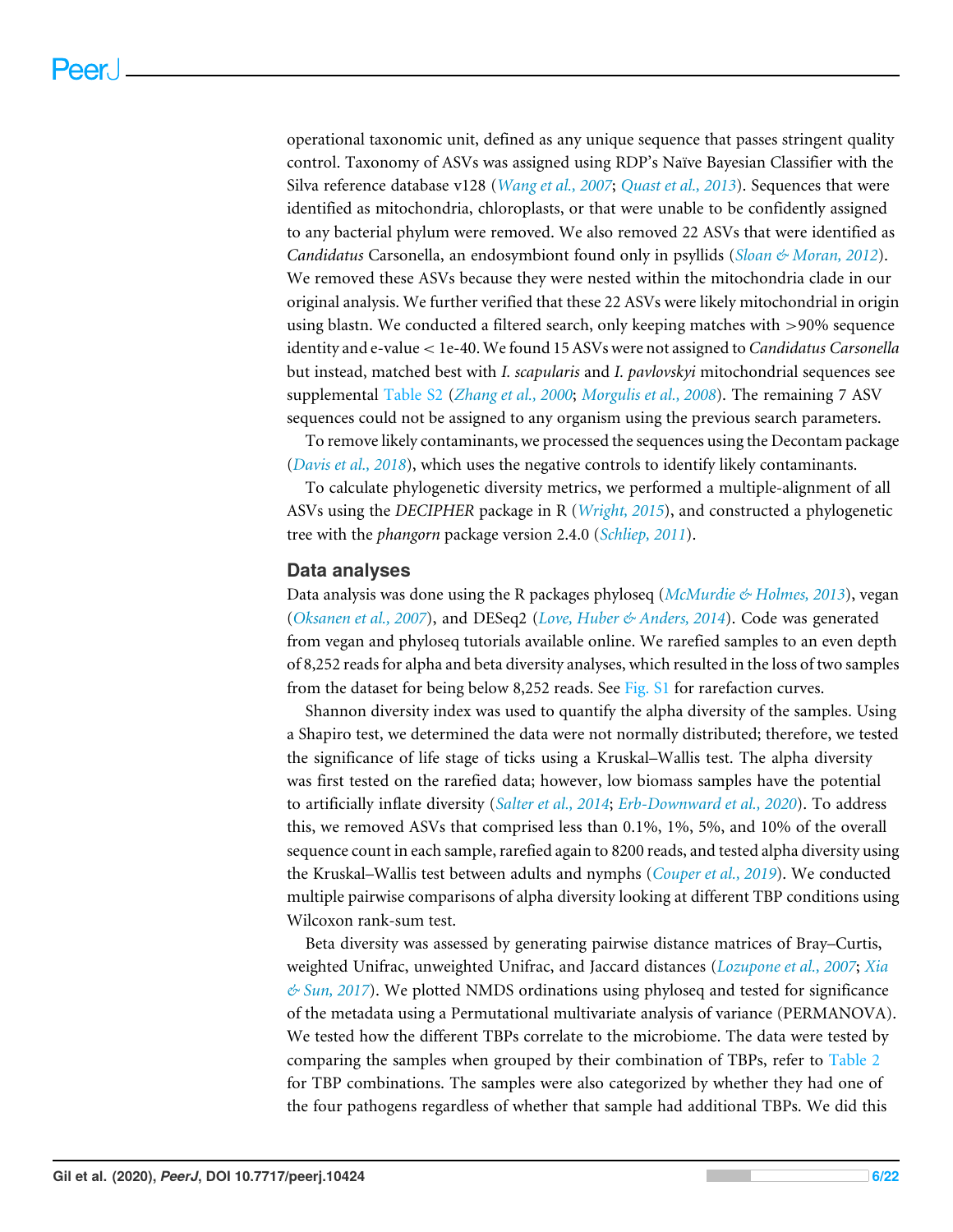operational taxonomic unit, defined as any unique sequence that passes stringent quality control. Taxonomy of ASVs was assigned using RDP's Naïve Bayesian Classifier with the Silva reference database v128 (*Wang et al., 2007*; *Quast et al., 2013*). Sequences that were identified as mitochondria, chloroplasts, or that were unable to be confidently assigned to any bacterial phylum were removed. We also removed 22 ASVs that were identified as *Candidatus* Carsonella, an endosymbiont found only in psyllids (*Sloan & Moran, 2012*). We removed these ASVs because they were nested within the mitochondria clade in our original analysis. We further verified that these 22 ASVs were likely mitochondrial in origin using blastn. We conducted a filtered search, only keeping matches with >90% sequence identity and e-value < 1e-40. We found 15 ASVs were not assigned to *Candidatus Carsonella* but instead, matched best with *I. scapularis* and *I. pavlovskyi* mitochondrial sequences see supplemental Table S2 (*Zhang et al., 2000*; *Morgulis et al., 2008*). The remaining 7 ASV sequences could not be assigned to any organism using the previous search parameters.

To remove likely contaminants, we processed the sequences using the Decontam package (*Davis et al., 2018*), which uses the negative controls to identify likely contaminants.

To calculate phylogenetic diversity metrics, we performed a multiple-alignment of all ASVs using the *DECIPHER* package in R (*Wright, 2015*), and constructed a phylogenetic tree with the *phangorn* package version 2.4.0 (*Schliep, 2011*).

## Data analyses

Data analysis was done using the R packages phyloseq (*McMurdie & Holmes, 2013*), vegan (*Oksanen et al., 2007*), and DESeq2 (*Love, Huber & Anders, 2014*). Code was generated from vegan and phyloseq tutorials available online. We rarefied samples to an even depth of 8,252 reads for alpha and beta diversity analyses, which resulted in the loss of two samples from the dataset for being below 8,252 reads. See Fig. S1 for rarefaction curves.

Shannon diversity index was used to quantify the alpha diversity of the samples. Using a Shapiro test, we determined the data were not normally distributed; therefore, we tested the significance of life stage of ticks using a Kruskal–Wallis test. The alpha diversity was first tested on the rarefied data; however, low biomass samples have the potential to artificially inflate diversity (*Salter et al., 2014*; *Erb-Downward et al., 2020*). To address this, we removed ASVs that comprised less than 0.1%, 1%, 5%, and 10% of the overall sequence count in each sample, rarefied again to 8200 reads, and tested alpha diversity using the Kruskal–Wallis test between adults and nymphs (*Couper et al., 2019*). We conducted multiple pairwise comparisons of alpha diversity looking at different TBP conditions using Wilcoxon rank-sum test.

Beta diversity was assessed by generating pairwise distance matrices of Bray–Curtis, weighted Unifrac, unweighted Unifrac, and Jaccard distances (*Lozupone et al., 2007*; *Xia & Sun, 2017*). We plotted NMDS ordinations using phyloseq and tested for significance of the metadata using a Permutational multivariate analysis of variance (PERMANOVA). We tested how the different TBPs correlate to the microbiome. The data were tested by comparing the samples when grouped by their combination of TBPs, refer to Table 2 for TBP combinations. The samples were also categorized by whether they had one of the four pathogens regardless of whether that sample had additional TBPs. We did this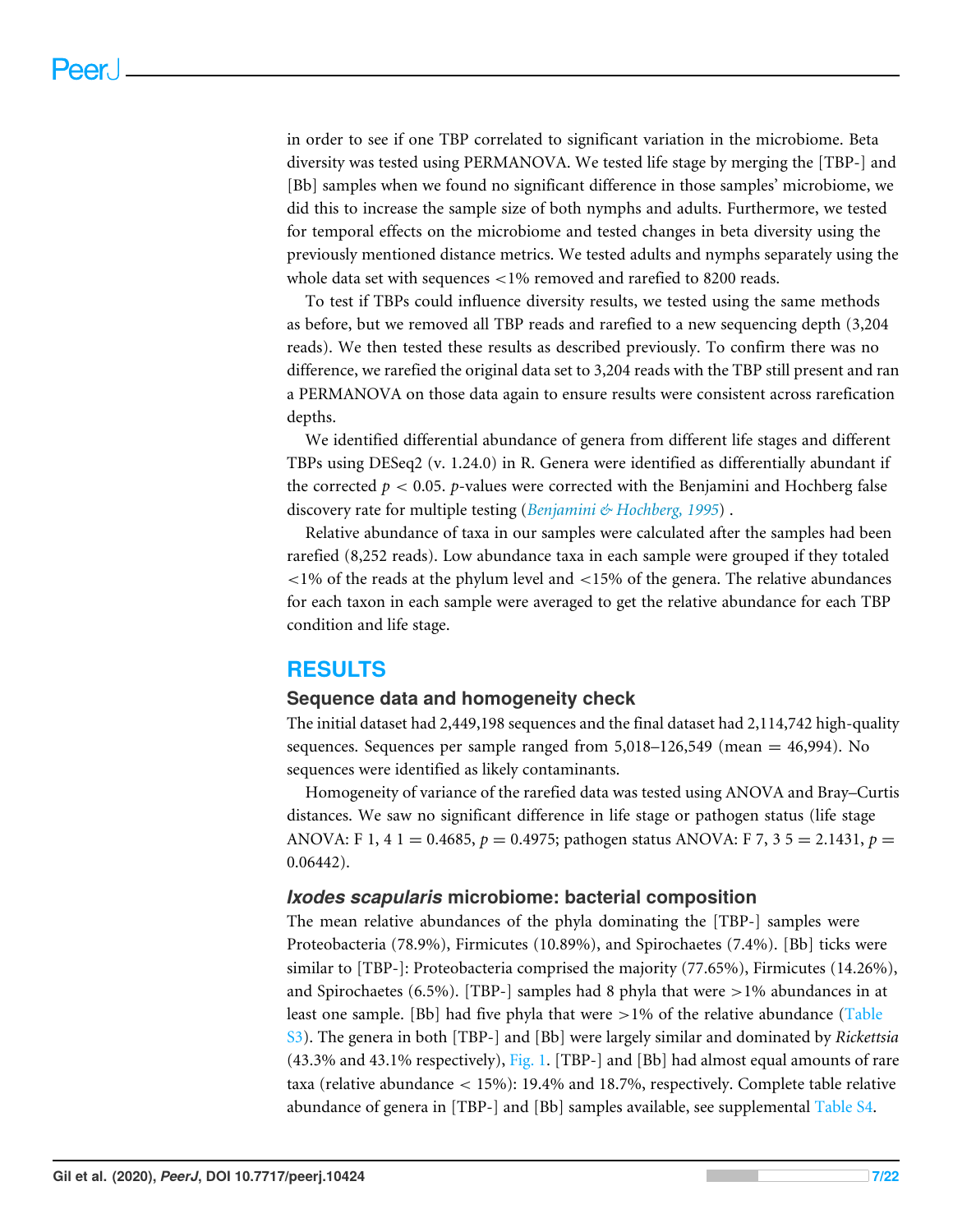in order to see if one TBP correlated to significant variation in the microbiome. Beta diversity was tested using PERMANOVA. We tested life stage by merging the [TBP-] and [Bb] samples when we found no significant difference in those samples' microbiome, we did this to increase the sample size of both nymphs and adults. Furthermore, we tested for temporal effects on the microbiome and tested changes in beta diversity using the previously mentioned distance metrics. We tested adults and nymphs separately using the whole data set with sequences <1% removed and rarefied to 8200 reads.

To test if TBPs could influence diversity results, we tested using the same methods as before, but we removed all TBP reads and rarefied to a new sequencing depth (3,204 reads). We then tested these results as described previously. To confirm there was no difference, we rarefied the original data set to 3,204 reads with the TBP still present and ran a PERMANOVA on those data again to ensure results were consistent across rarefication depths.

We identified differential abundance of genera from different life stages and different TBPs using DESeq2 (v. 1.24.0) in R. Genera were identified as differentially abundant if the corrected $p < 0.05$. $p$-values were corrected with the Benjamini and Hochberg false discovery rate for multiple testing (*Benjamini & Hochberg, 1995*) .

Relative abundance of taxa in our samples were calculated after the samples had been rarefied (8,252 reads). Low abundance taxa in each sample were grouped if they totaled <1% of the reads at the phylum level and <15% of the genera. The relative abundances for each taxon in each sample were averaged to get the relative abundance for each TBP condition and life stage.

## RESULTS

### Sequence data and homogeneity check

The initial dataset had 2,449,198 sequences and the final dataset had 2,114,742 high-quality sequences. Sequences per sample ranged from 5,018–126,549 (mean = 46,994). No sequences were identified as likely contaminants.

Homogeneity of variance of the rarefied data was tested using ANOVA and Bray–Curtis distances. We saw no significant difference in life stage or pathogen status (life stage ANOVA: $F_{1,41} = 0.4685$, $p = 0.4975$; pathogen status ANOVA: $F_{7,35} = 2.1431$, $p = 0.06442$).

### *Ixodes scapularis* microbiome: bacterial composition

The mean relative abundances of the phyla dominating the [TBP-] samples were Proteobacteria (78.9%), Firmicutes (10.89%), and Spirochaetes (7.4%). [Bb] ticks were similar to [TBP-]: Proteobacteria comprised the majority (77.65%), Firmicutes (14.26%), and Spirochaetes (6.5%). [TBP-] samples had 8 phyla that were >1% abundances in at least one sample. [Bb] had five phyla that were >1% of the relative abundance (Table S3). The genera in both [TBP-] and [Bb] were largely similar and dominated by *Rickettsia* (43.3% and 43.1% respectively), Fig. 1. [TBP-] and [Bb] had almost equal amounts of rare taxa (relative abundance < 15%): 19.4% and 18.7%, respectively. Complete table relative abundance of genera in [TBP-] and [Bb] samples available, see supplemental Table S4.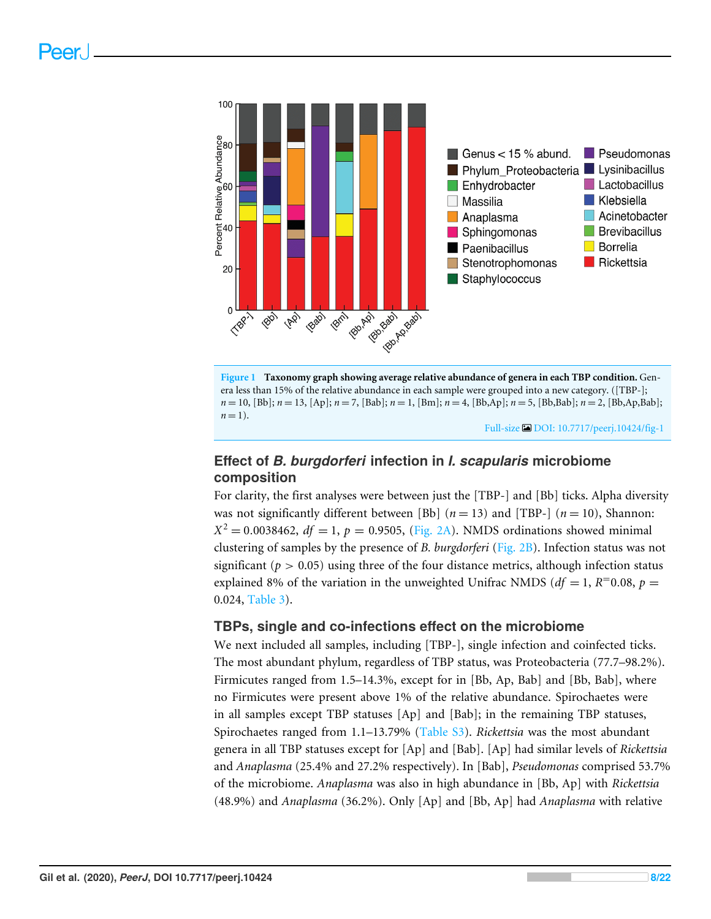Figure 1 Taxonomy graph showing average relative abundance of genera in each TBP condition. Genera less than 15% of the relative abundance in each sample were grouped into a new category. ([TBP-]; $n = 10$, [Bb]; $n = 13$, [Ap]; $n = 7$, [Bab]; $n = 1$, [Bm]; $n = 4$, [Bb,Ap]; $n = 5$, [Bb,Bab]; $n = 2$, [Bb,Ap,Bab]; $n = 1$).

Full-size DOI: 10.7717/peerj.10424/fig-1

### Effect of *B. burgdorferi* infection in *I. scapularis* microbiome composition

For clarity, the first analyses were between just the [TBP-] and [Bb] ticks. Alpha diversity was not significantly different between [Bb] ($n = 13$) and [TBP-] ($n = 10$), Shannon: $X^2 = 0.0038462$, $df = 1$, $p = 0.9505$, (Fig. 2A). NMDS ordinations showed minimal clustering of samples by the presence of *B. burgdorferi* (Fig. 2B). Infection status was not significant ($p > 0.05$) using three of the four distance metrics, although infection status explained 8% of the variation in the unweighted Unifrac NMDS ($df = 1$, $R^= 0.08$, $p = 0.024$, Table 3).

### TBPs, single and co-infections effect on the microbiome

We next included all samples, including [TBP-], single infection and coinfected ticks. The most abundant phylum, regardless of TBP status, was Proteobacteria (77.7–98.2%). Firmicutes ranged from 1.5–14.3%, except for in [Bb, Ap, Bab] and [Bb, Bab], where no Firmicutes were present above 1% of the relative abundance. Spirochaetes were in all samples except TBP statuses [Ap] and [Bab]; in the remaining TBP statuses, Spirochaetes ranged from 1.1–13.79% (Table S3). *Rickettsia* was the most abundant genera in all TBP statuses except for [Ap] and [Bab]. [Ap] had similar levels of *Rickettsia* and *Anaplasma* (25.4% and 27.2% respectively). In [Bab], *Pseudomonas* comprised 53.7% of the microbiome. *Anaplasma* was also in high abundance in [Bb, Ap] with *Rickettsia* (48.9%) and *Anaplasma* (36.2%). Only [Ap] and [Bb, Ap] had *Anaplasma* with relative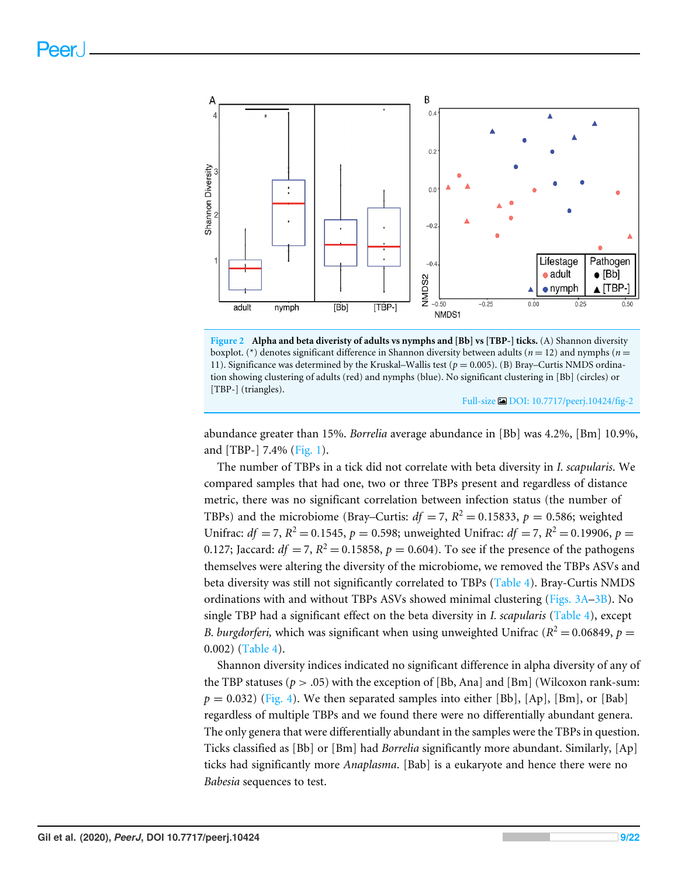**Figure 2 Alpha and beta diveristy of adults vs nymphs and [Bb] vs [TBP-] ticks.** (A) Shannon diversity boxplot. (*) denotes significant difference in Shannon diversity between adults ($n = 12$) and nymphs ($n = 11$). Significance was determined by the Kruskal–Wallis test ($p = 0.005$). (B) Bray–Curtis NMDS ordination showing clustering of adults (red) and nymphs (blue). No significant clustering in [Bb] (circles) or [TBP-] (triangles).

Full-size DOI: 10.7717/peerj.10424/fig-2

abundance greater than 15%. *Borrelia* average abundance in [Bb] was 4.2%, [Bm] 10.9%, and [TBP-] 7.4% (Fig. 1).

The number of TBPs in a tick did not correlate with beta diversity in *I. scapularis*. We compared samples that had one, two or three TBPs present and regardless of distance metric, there was no significant correlation between infection status (the number of TBPs) and the microbiome (Bray–Curtis: $df = 7$, $R^2 = 0.15833$, $p = 0.586$; weighted Unifrac: $df = 7$, $R^2 = 0.1545$, $p = 0.598$; unweighted Unifrac: $df = 7$, $R^2 = 0.19906$, $p = 0.127$; Jaccard: $df = 7$, $R^2 = 0.15858$, $p = 0.604$). To see if the presence of the pathogens themselves were altering the diversity of the microbiome, we removed the TBPs ASVs and beta diversity was still not significantly correlated to TBPs (Table 4). Bray-Curtis NMDS ordinations with and without TBPs ASVs showed minimal clustering (Figs. 3A–3B). No single TBP had a significant effect on the beta diversity in *I. scapularis* (Table 4), except *B. burgdorferi,* which was significant when using unweighted Unifrac ($R^2 = 0.06849$, $p = 0.002$) (Table 4).

Shannon diversity indices indicated no significant difference in alpha diversity of any of the TBP statuses ($p > .05$) with the exception of [Bb, Ana] and [Bm] (Wilcoxon rank-sum: $p = 0.032$) (Fig. 4). We then separated samples into either [Bb], [Ap], [Bm], or [Bab] regardless of multiple TBPs and we found there were no differentially abundant genera. The only genera that were differentially abundant in the samples were the TBPs in question. Ticks classified as [Bb] or [Bm] had *Borrelia* significantly more abundant. Similarly, [Ap] ticks had significantly more *Anaplasma*. [Bab] is a eukaryote and hence there were no *Babesia* sequences to test.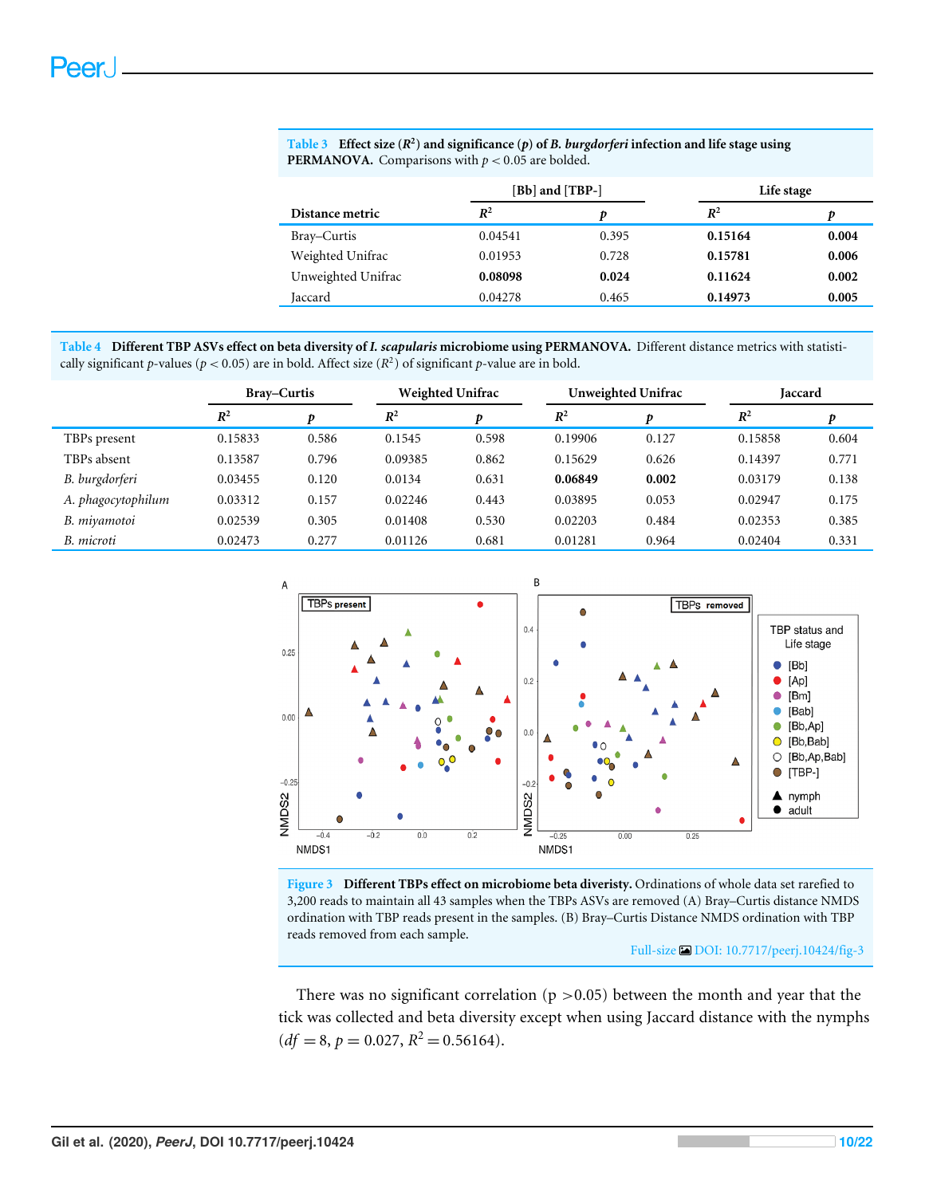**Table 3 Effect size ($R^2$) and significance ($p$) of *B. burgdorferi* infection and life stage using PERMANOVA.** Comparisons with $p < 0.05$ are bolded.

| | [Bb] and [TBP-] | | Life stage | |
|---|---|---|---|---|
| Distance metric | $R^2$ | $p$ | $R^2$ | $p$ |
| Bray–Curtis | 0.04541 | 0.395 | **0.15164** | **0.004** |
| Weighted Unifrac | 0.01953 | 0.728 | **0.15781** | **0.006** |
| Unweighted Unifrac | **0.08098** | **0.024** | **0.11624** | **0.002** |
| Jaccard | 0.04278 | 0.465 | **0.14973** | **0.005** |

**Table 4 Different TBP ASVs effect on beta diversity of *I. scapularis* microbiome using PERMANOVA.** Different distance metrics with statistically significant $p$-values ($p < 0.05$) are in bold. Affect size ($R^2$) of significant $p$-value are in bold.

| | Bray–Curtis | | Weighted Unifrac | | Unweighted Unifrac | | Jaccard | |
|---|---|---|---|---|---|---|---|---|
| | $R^2$ | $p$ | $R^2$ | $p$ | $R^2$ | $p$ | $R^2$ | $p$ |
| TBPs present | 0.15833 | 0.586 | 0.1545 | 0.598 | 0.19906 | 0.127 | 0.15858 | 0.604 |
| TBPs absent | 0.13587 | 0.796 | 0.09385 | 0.862 | 0.15629 | 0.626 | 0.14397 | 0.771 |
| *B. burgdorferi* | 0.03455 | 0.120 | 0.0134 | 0.631 | **0.06849** | **0.002** | 0.03179 | 0.138 |
| *A. phagocytophilum* | 0.03312 | 0.157 | 0.02246 | 0.443 | 0.03895 | 0.053 | 0.02947 | 0.175 |
| *B. miyamotoi* | 0.02539 | 0.305 | 0.01408 | 0.530 | 0.02203 | 0.484 | 0.02353 | 0.385 |
| *B. microti* | 0.02473 | 0.277 | 0.01126 | 0.681 | 0.01281 | 0.964 | 0.02404 | 0.331 |

**Figure 3 Different TBPs effect on microbiome beta dieristy.** Ordinations of whole data set rarefied to 3,200 reads to maintain all 43 samples when the TBPs ASVs are removed (A) Bray–Curtis distance NMDS ordination with TBP reads present in the samples. (B) Bray–Curtis Distance NMDS ordination with TBP reads removed from each sample.

Full-size DOI: 10.7717/peerj.10424/fig-3

There was no significant correlation (p >0.05) between the month and year that the tick was collected and beta diversity except when using Jaccard distance with the nymphs ($df = 8$, $p = 0.027$, $R^2 = 0.56164$).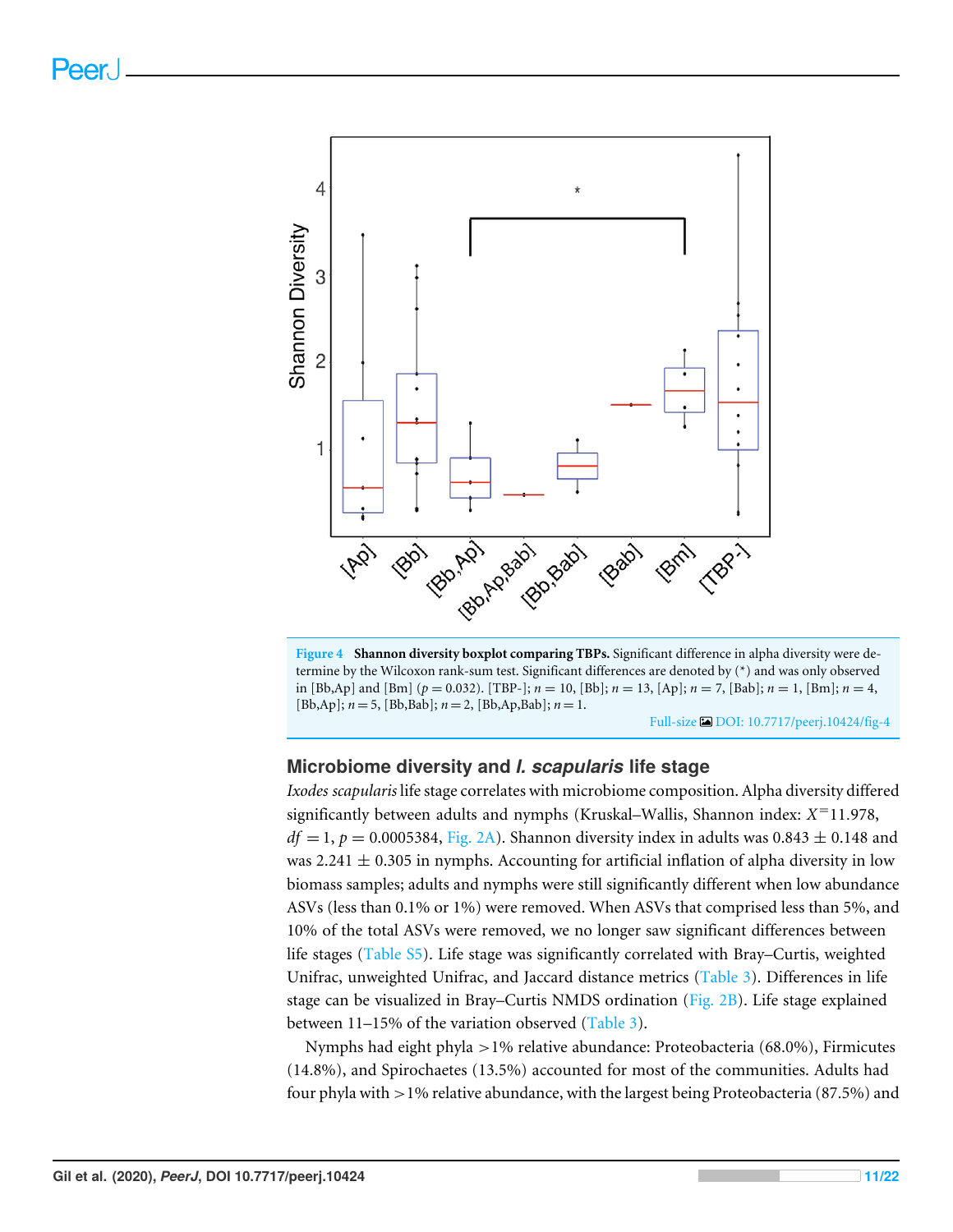**Figure 4 Shannon diversity boxplot comparing TBPs.** Significant difference in alpha diversity were determine by the Wilcoxon rank-sum test. Significant differences are denoted by (*) and was only observed in [Bb,Ap] and [Bm] ($p = 0.032$). [TBP-]; $n = 10$, [Bb]; $n = 13$, [Ap]; $n = 7$, [Bab]; $n = 1$, [Bm]; $n = 4$, [Bb,Ap]; $n = 5$, [Bb,Bab]; $n = 2$, [Bb,Ap,Bab]; $n = 1$.

Full-size DOI: 10.7717/peerj.10424/fig-4

## Microbiome diversity and *I. scapularis* life stage

*Ixodes scapularis* life stage correlates with microbiome composition. Alpha diversity differed significantly between adults and nymphs (Kruskal–Wallis, Shannon index: $X^{=}11.978$, $df = 1$, $p = 0.0005384$, Fig. 2A). Shannon diversity index in adults was $0.843 \pm 0.148$ and was $2.241 \pm 0.305$ in nymphs. Accounting for artificial inflation of alpha diversity in low biomass samples; adults and nymphs were still significantly different when low abundance ASVs (less than 0.1% or 1%) were removed. When ASVs that comprised less than 5%, and 10% of the total ASVs were removed, we no longer saw significant differences between life stages (Table S5). Life stage was significantly correlated with Bray–Curtis, weighted Unifrac, unweighted Unifrac, and Jaccard distance metrics (Table 3). Differences in life stage can be visualized in Bray–Curtis NMDS ordination (Fig. 2B). Life stage explained between 11–15% of the variation observed (Table 3).

Nymphs had eight phyla >1% relative abundance: Proteobacteria (68.0%), Firmicutes (14.8%), and Spirochaetes (13.5%) accounted for most of the communities. Adults had four phyla with >1% relative abundance, with the largest being Proteobacteria (87.5%) and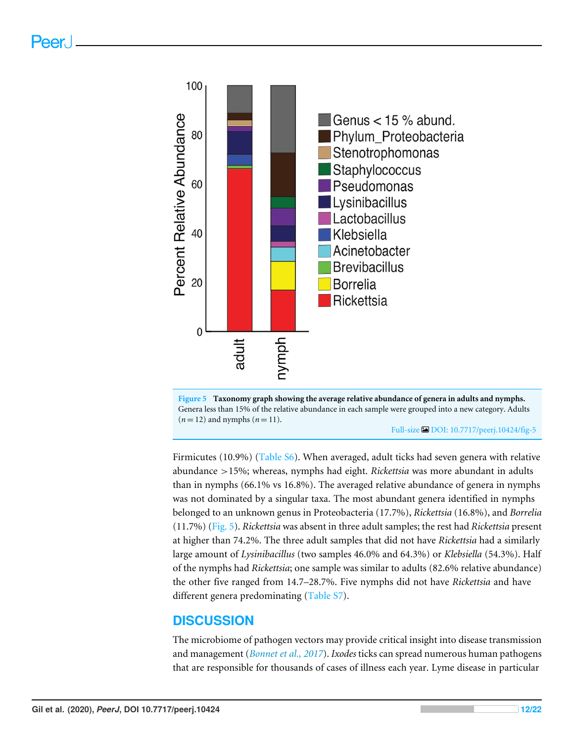Figure 5 Taxonomy graph showing the average relative abundance of genera in adults and nymphs. Genera less than 15% of the relative abundance in each sample were grouped into a new category. Adults ($n = 12$) and nymphs ($n = 11$).

Full-size DOI: 10.7717/peerj.10424/fig-5

Firmicutes (10.9%) (Table S6). When averaged, adult ticks had seven genera with relative abundance >15%; whereas, nymphs had eight. *Rickettsia* was more abundant in adults than in nymphs (66.1% vs 16.8%). The averaged relative abundance of genera in nymphs was not dominated by a singular taxa. The most abundant genera identified in nymphs belonged to an unknown genus in Proteobacteria (17.7%), *Rickettsia* (16.8%), and *Borrelia* (11.7%) (Fig. 5). *Rickettsia* was absent in three adult samples; the rest had *Rickettsia* present at higher than 74.2%. The three adult samples that did not have *Rickettsia* had a similarly large amount of *Lysinibacillus* (two samples 46.0% and 64.3%) or *Klebsiella* (54.3%). Half of the nymphs had *Rickettsia*; one sample was similar to adults (82.6% relative abundance) the other five ranged from 14.7–28.7%. Five nymphs did not have *Rickettsia* and have different genera predominating (Table S7).

## DISCUSSION

The microbiome of pathogen vectors may provide critical insight into disease transmission and management (*Bonnet et al., 2017*). *Ixodes* ticks can spread numerous human pathogens that are responsible for thousands of cases of illness each year. Lyme disease in particular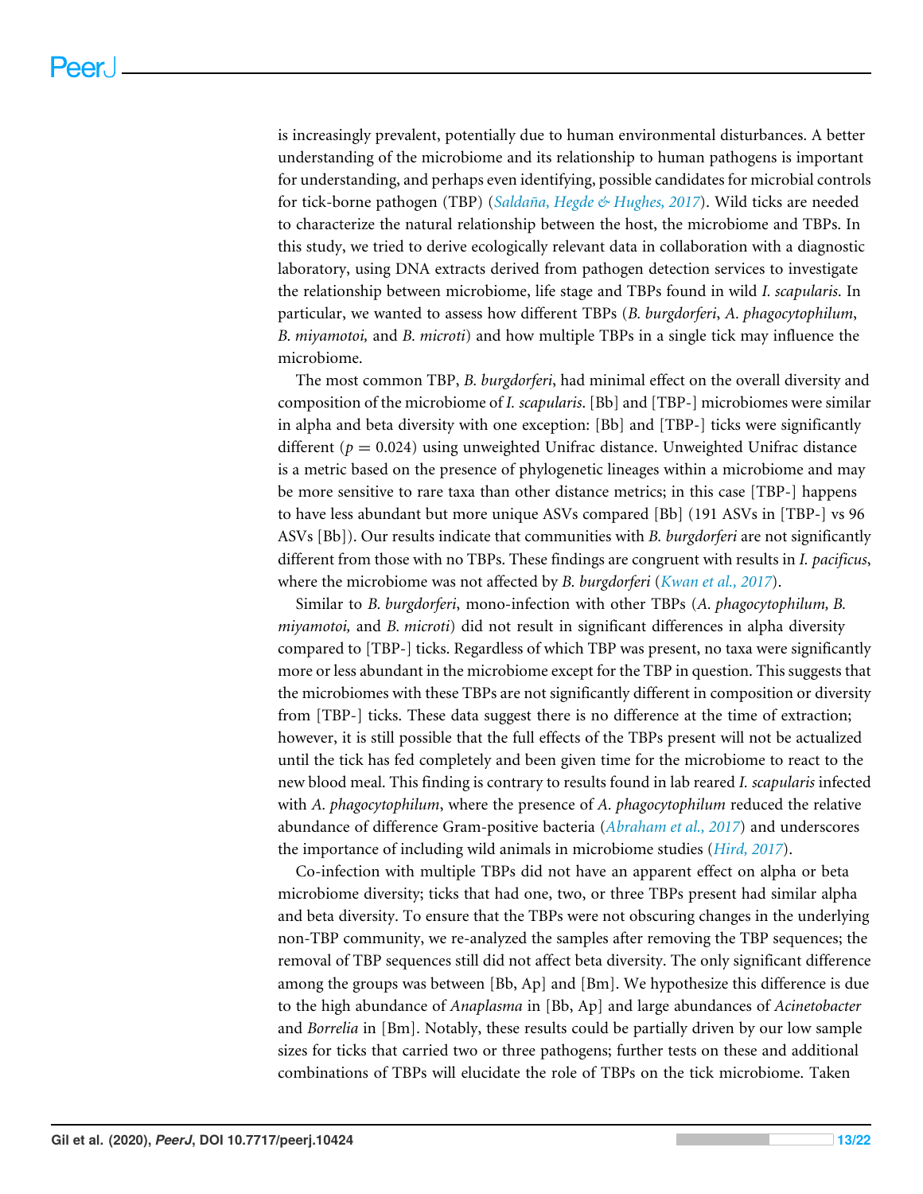is increasingly prevalent, potentially due to human environmental disturbances. A better understanding of the microbiome and its relationship to human pathogens is important for understanding, and perhaps even identifying, possible candidates for microbial controls for tick-borne pathogen (TBP) (*Saldaña, Hegde & Hughes, 2017*). Wild ticks are needed to characterize the natural relationship between the host, the microbiome and TBPs. In this study, we tried to derive ecologically relevant data in collaboration with a diagnostic laboratory, using DNA extracts derived from pathogen detection services to investigate the relationship between microbiome, life stage and TBPs found in wild *I. scapularis*. In particular, we wanted to assess how different TBPs (*B. burgdorferi*, *A. phagocytophilum*, *B. miyamotoi,* and *B. microti*) and how multiple TBPs in a single tick may influence the microbiome.

The most common TBP, *B. burgdorferi*, had minimal effect on the overall diversity and composition of the microbiome of *I. scapularis*. [Bb] and [TBP-] microbiomes were similar in alpha and beta diversity with one exception: [Bb] and [TBP-] ticks were significantly different ($p = 0.024$) using unweighted Unifrac distance. Unweighted Unifrac distance is a metric based on the presence of phylogenetic lineages within a microbiome and may be more sensitive to rare taxa than other distance metrics; in this case [TBP-] happens to have less abundant but more unique ASVs compared [Bb] (191 ASVs in [TBP-] vs 96 ASVs [Bb]). Our results indicate that communities with *B. burgdorferi* are not significantly different from those with no TBPs. These findings are congruent with results in *I. pacificus*, where the microbiome was not affected by *B. burgdorferi* (*Kwan et al., 2017*).

Similar to *B. burgdorferi*, mono-infection with other TBPs (*A. phagocytophilum, B. miyamotoi,* and *B. microti*) did not result in significant differences in alpha diversity compared to [TBP-] ticks. Regardless of which TBP was present, no taxa were significantly more or less abundant in the microbiome except for the TBP in question. This suggests that the microbiomes with these TBPs are not significantly different in composition or diversity from [TBP-] ticks. These data suggest there is no difference at the time of extraction; however, it is still possible that the full effects of the TBPs present will not be actualized until the tick has fed completely and been given time for the microbiome to react to the new blood meal. This finding is contrary to results found in lab reared *I. scapularis* infected with *A. phagocytophilum*, where the presence of *A. phagocytophilum* reduced the relative abundance of difference Gram-positive bacteria (*Abraham et al., 2017*) and underscores the importance of including wild animals in microbiome studies (*Hird, 2017*).

Co-infection with multiple TBPs did not have an apparent effect on alpha or beta microbiome diversity; ticks that had one, two, or three TBPs present had similar alpha and beta diversity. To ensure that the TBPs were not obscuring changes in the underlying non-TBP community, we re-analyzed the samples after removing the TBP sequences; the removal of TBP sequences still did not affect beta diversity. The only significant difference among the groups was between [Bb, Ap] and [Bm]. We hypothesize this difference is due to the high abundance of *Anaplasma* in [Bb, Ap] and large abundances of *Acinetobacter* and *Borrelia* in [Bm]. Notably, these results could be partially driven by our low sample sizes for ticks that carried two or three pathogens; further tests on these and additional combinations of TBPs will elucidate the role of TBPs on the tick microbiome. Taken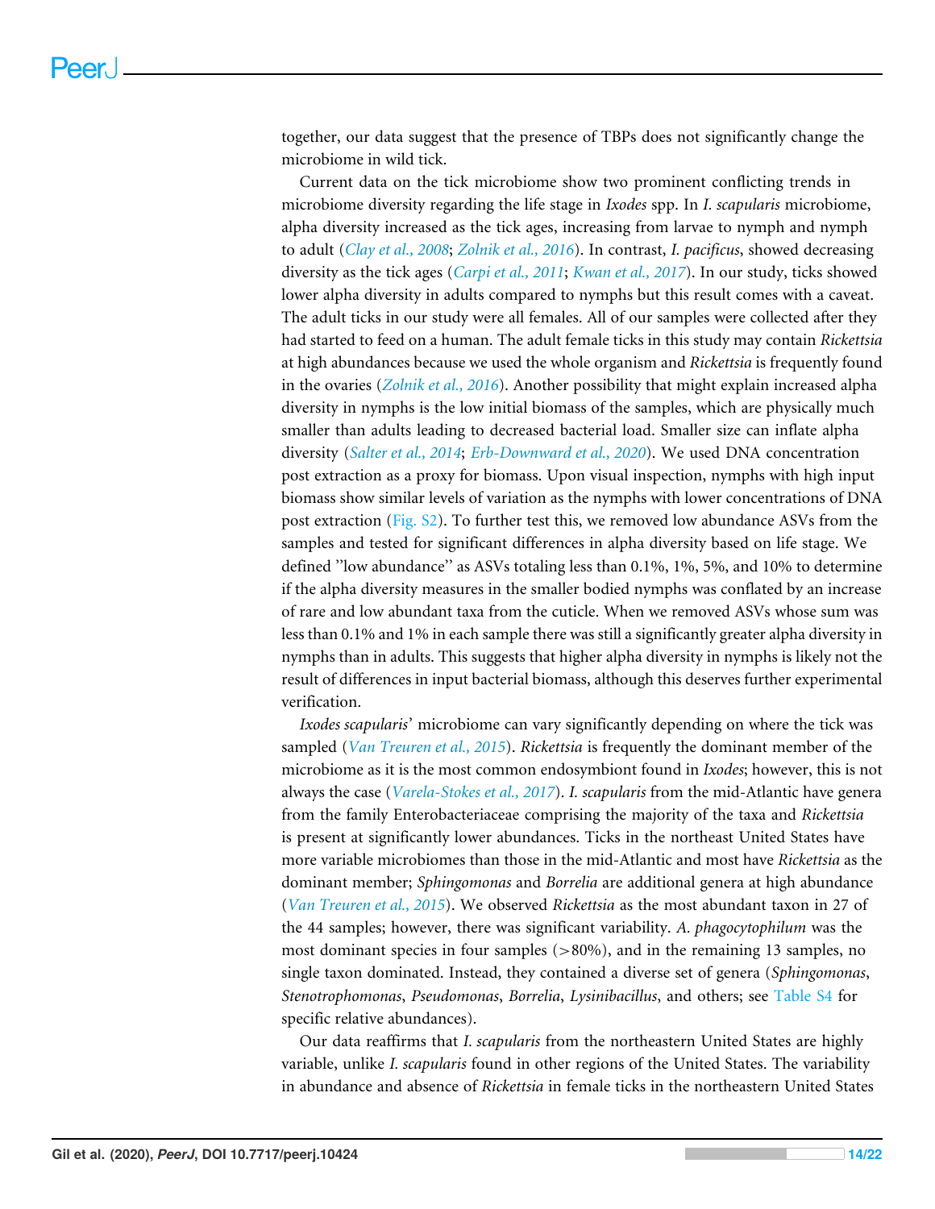together, our data suggest that the presence of TBPs does not significantly change the microbiome in wild tick.

Current data on the tick microbiome show two prominent conflicting trends in microbiome diversity regarding the life stage in *Ixodes* spp. In *I. scapularis* microbiome, alpha diversity increased as the tick ages, increasing from larvae to nymph and nymph to adult (Clay et al., 2008; Zolnik et al., 2016). In contrast, *I. pacificus*, showed decreasing diversity as the tick ages (Carpi et al., 2011; Kwan et al., 2017). In our study, ticks showed lower alpha diversity in adults compared to nymphs but this result comes with a caveat. The adult ticks in our study were all females. All of our samples were collected after they had started to feed on a human. The adult female ticks in this study may contain *Rickettsia* at high abundances because we used the whole organism and *Rickettsia* is frequently found in the ovaries (Zolnik et al., 2016). Another possibility that might explain increased alpha diversity in nymphs is the low initial biomass of the samples, which are physically much smaller than adults leading to decreased bacterial load. Smaller size can inflate alpha diversity (Salter et al., 2014; Erb-Downward et al., 2020). We used DNA concentration post extraction as a proxy for biomass. Upon visual inspection, nymphs with high input biomass show similar levels of variation as the nymphs with lower concentrations of DNA post extraction (Fig. S2). To further test this, we removed low abundance ASVs from the samples and tested for significant differences in alpha diversity based on life stage. We defined "low abundance" as ASVs totaling less than 0.1%, 1%, 5%, and 10% to determine if the alpha diversity measures in the smaller bodied nymphs was conflated by an increase of rare and low abundant taxa from the cuticle. When we removed ASVs whose sum was less than 0.1% and 1% in each sample there was still a significantly greater alpha diversity in nymphs than in adults. This suggests that higher alpha diversity in nymphs is likely not the result of differences in input bacterial biomass, although this deserves further experimental verification.

*Ixodes scapularis*' microbiome can vary significantly depending on where the tick was sampled (Van Treuren et al., 2015). *Rickettsia* is frequently the dominant member of the microbiome as it is the most common endosymbiont found in *Ixodes*; however, this is not always the case (Varela-Stokes et al., 2017). *I. scapularis* from the mid-Atlantic have genera from the family Enterobacteriaceae comprising the majority of the taxa and *Rickettsia* is present at significantly lower abundances. Ticks in the northeast United States have more variable microbiomes than those in the mid-Atlantic and most have *Rickettsia* as the dominant member; *Sphingomonas* and *Borrelia* are additional genera at high abundance (Van Treuren et al., 2015). We observed *Rickettsia* as the most abundant taxon in 27 of the 44 samples; however, there was significant variability. *A. phagocytophilum* was the most dominant species in four samples (>80%), and in the remaining 13 samples, no single taxon dominated. Instead, they contained a diverse set of genera (*Sphingomonas*, *Stenotrophomonas*, *Pseudomonas*, *Borrelia*, *Lysinibacillus*, and others; see Table S4 for specific relative abundances).

Our data reaffirms that *I. scapularis* from the northeastern United States are highly variable, unlike *I. scapularis* found in other regions of the United States. The variability in abundance and absence of *Rickettsia* in female ticks in the northeastern United States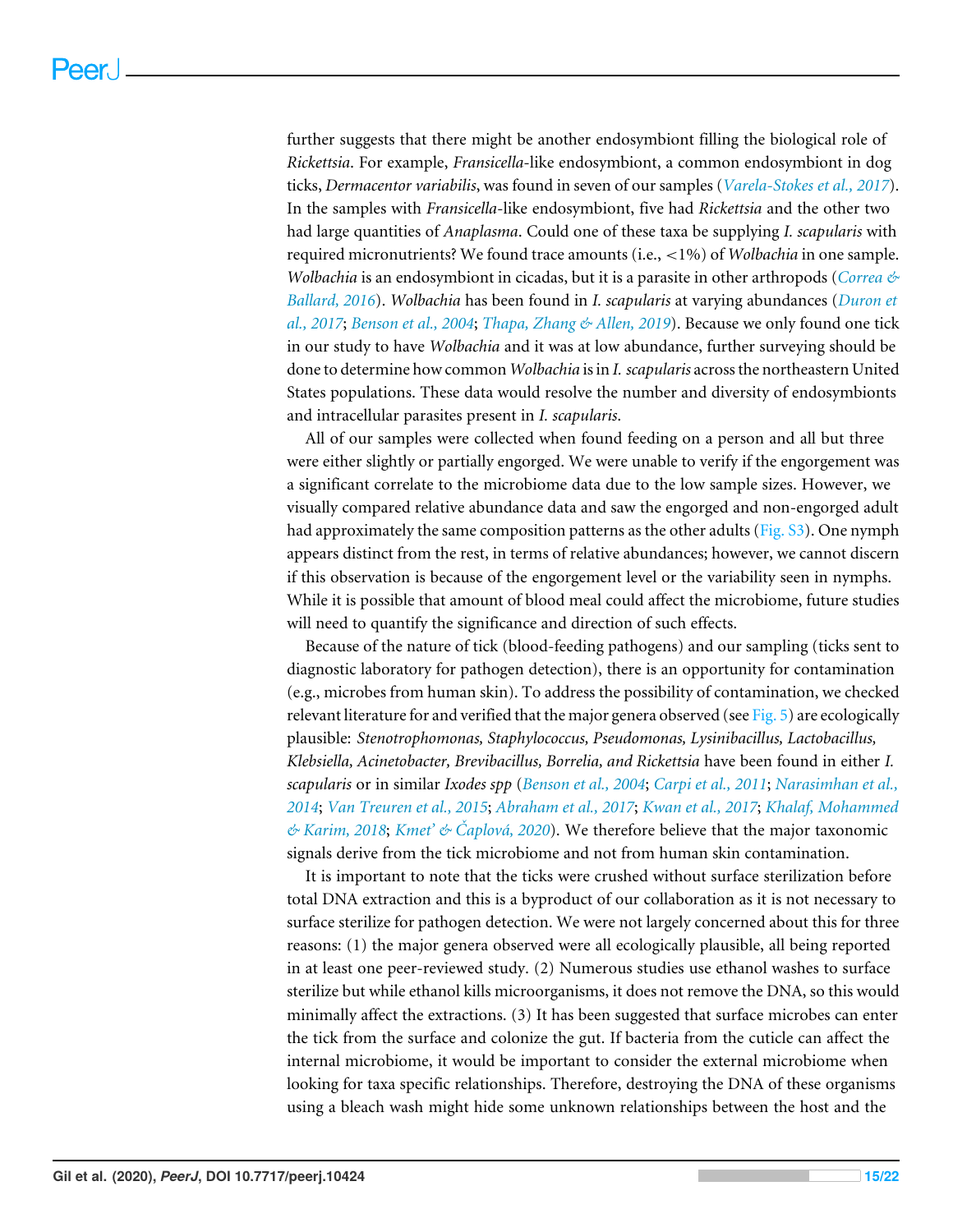further suggests that there might be another endosymbiont filling the biological role of *Rickettsia*. For example, *Fransicella*-like endosymbiont, a common endosymbiont in dog ticks, *Dermacentor variabilis*, was found in seven of our samples (Varela-Stokes et al., 2017). In the samples with *Fransicella*-like endosymbiont, five had *Rickettsia* and the other two had large quantities of *Anaplasma*. Could one of these taxa be supplying *I. scapularis* with required micronutrients? We found trace amounts (i.e., <1%) of *Wolbachia* in one sample. *Wolbachia* is an endosymbiont in cicadas, but it is a parasite in other arthropods (Correa & Ballard, 2016). *Wolbachia* has been found in *I. scapularis* at varying abundances (Duron et al., 2017; Benson et al., 2004; Thapa, Zhang & Allen, 2019). Because we only found one tick in our study to have *Wolbachia* and it was at low abundance, further surveying should be done to determine how common *Wolbachia* is in *I. scapularis* across the northeastern United States populations. These data would resolve the number and diversity of endosymbionts and intracellular parasites present in *I. scapularis*.

All of our samples were collected when found feeding on a person and all but three were either slightly or partially engorged. We were unable to verify if the engorgement was a significant correlate to the microbiome data due to the low sample sizes. However, we visually compared relative abundance data and saw the engorged and non-engorged adult had approximately the same composition patterns as the other adults (Fig. S3). One nymph appears distinct from the rest, in terms of relative abundances; however, we cannot discern if this observation is because of the engorgement level or the variability seen in nymphs. While it is possible that amount of blood meal could affect the microbiome, future studies will need to quantify the significance and direction of such effects.

Because of the nature of tick (blood-feeding pathogens) and our sampling (ticks sent to diagnostic laboratory for pathogen detection), there is an opportunity for contamination (e.g., microbes from human skin). To address the possibility of contamination, we checked relevant literature for and verified that the major genera observed (see Fig. 5) are ecologically plausible: *Stenotrophomonas, Staphylococcus, Pseudomonas, Lysinibacillus, Lactobacillus, Klebsiella, Acinetobacter, Brevibacillus, Borrelia, and Rickettsia* have been found in either *I. scapularis* or in similar *Ixodes spp* (Benson et al., 2004; Carpi et al., 2011; Narasimhan et al., 2014; Van Treuren et al., 2015; Abraham et al., 2017; Kwan et al., 2017; Khalaf, Mohammed & Karim, 2018; Kmet' & Čaplová, 2020). We therefore believe that the major taxonomic signals derive from the tick microbiome and not from human skin contamination.

It is important to note that the ticks were crushed without surface sterilization before total DNA extraction and this is a byproduct of our collaboration as it is not necessary to surface sterilize for pathogen detection. We were not largely concerned about this for three reasons: (1) the major genera observed were all ecologically plausible, all being reported in at least one peer-reviewed study. (2) Numerous studies use ethanol washes to surface sterilize but while ethanol kills microorganisms, it does not remove the DNA, so this would minimally affect the extractions. (3) It has been suggested that surface microbes can enter the tick from the surface and colonize the gut. If bacteria from the cuticle can affect the internal microbiome, it would be important to consider the external microbiome when looking for taxa specific relationships. Therefore, destroying the DNA of these organisms using a bleach wash might hide some unknown relationships between the host and the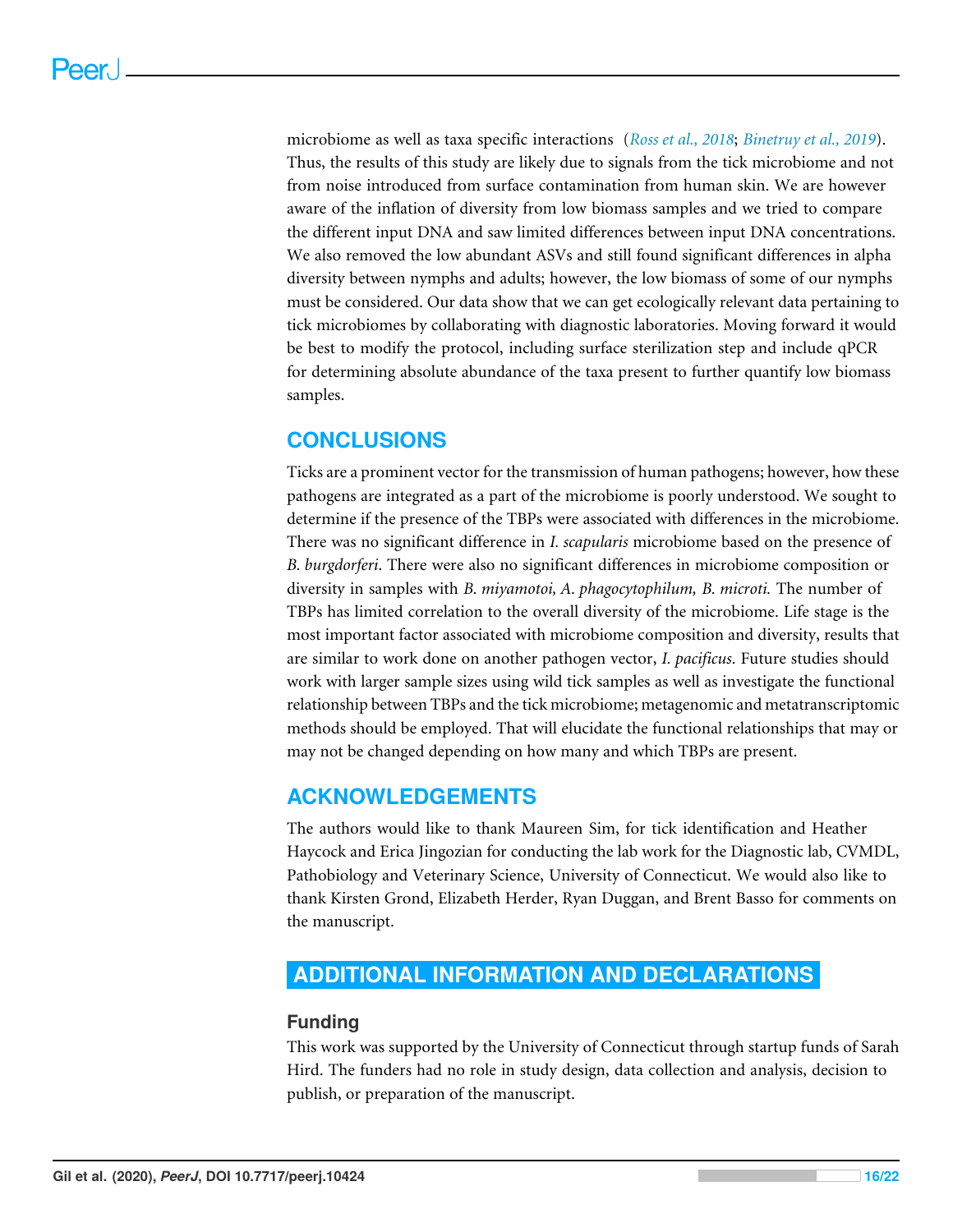microbiome as well as taxa specific interactions (*Ross et al., 2018*; *Binetruy et al., 2019*). Thus, the results of this study are likely due to signals from the tick microbiome and not from noise introduced from surface contamination from human skin. We are however aware of the inflation of diversity from low biomass samples and we tried to compare the different input DNA and saw limited differences between input DNA concentrations. We also removed the low abundant ASVs and still found significant differences in alpha diversity between nymphs and adults; however, the low biomass of some of our nymphs must be considered. Our data show that we can get ecologically relevant data pertaining to tick microbiomes by collaborating with diagnostic laboratories. Moving forward it would be best to modify the protocol, including surface sterilization step and include qPCR for determining absolute abundance of the taxa present to further quantify low biomass samples.

## CONCLUSIONS

Ticks are a prominent vector for the transmission of human pathogens; however, how these pathogens are integrated as a part of the microbiome is poorly understood. We sought to determine if the presence of the TBPs were associated with differences in the microbiome. There was no significant difference in *I. scapularis* microbiome based on the presence of *B. burgdorferi*. There were also no significant differences in microbiome composition or diversity in samples with *B. miyamotoi, A. phagocytophilum, B. microti.* The number of TBPs has limited correlation to the overall diversity of the microbiome. Life stage is the most important factor associated with microbiome composition and diversity, results that are similar to work done on another pathogen vector, *I. pacificus*. Future studies should work with larger sample sizes using wild tick samples as well as investigate the functional relationship between TBPs and the tick microbiome; metagenomic and metatranscriptomic methods should be employed. That will elucidate the functional relationships that may or may not be changed depending on how many and which TBPs are present.

## ACKNOWLEDGEMENTS

The authors would like to thank Maureen Sim, for tick identification and Heather Haycock and Erica Jingozian for conducting the lab work for the Diagnostic lab, CVMDL, Pathobiology and Veterinary Science, University of Connecticut. We would also like to thank Kirsten Grond, Elizabeth Herder, Ryan Duggan, and Brent Basso for comments on the manuscript.

## ADDITIONAL INFORMATION AND DECLARATIONS

### Funding

This work was supported by the University of Connecticut through startup funds of Sarah Hird. The funders had no role in study design, data collection and analysis, decision to publish, or preparation of the manuscript.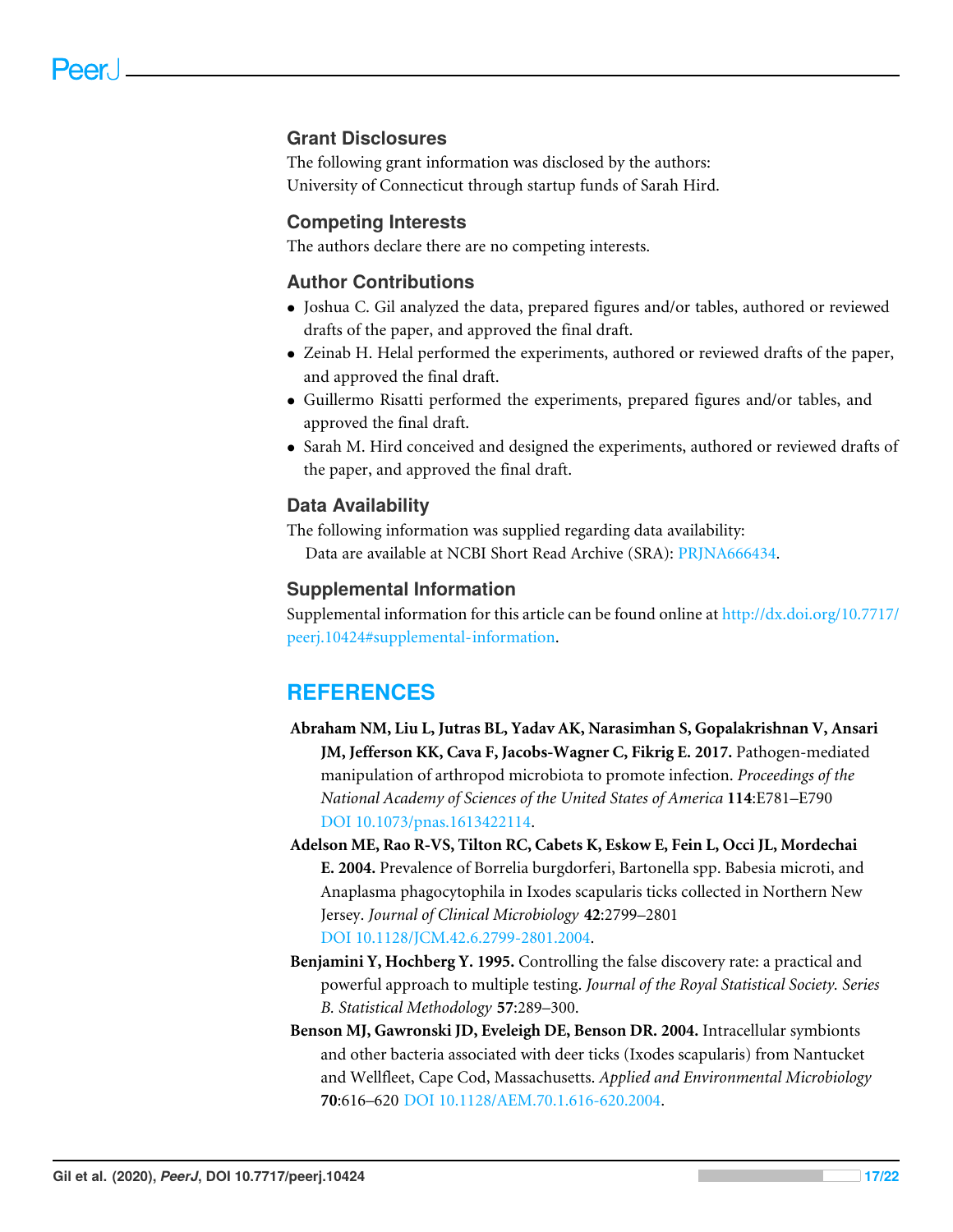## Grant Disclosures

The following grant information was disclosed by the authors:
University of Connecticut through startup funds of Sarah Hird.

## Competing Interests

The authors declare there are no competing interests.

## Author Contributions

- Joshua C. Gil analyzed the data, prepared figures and/or tables, authored or reviewed drafts of the paper, and approved the final draft.
- Zeinab H. Helal performed the experiments, authored or reviewed drafts of the paper, and approved the final draft.
- Guillermo Risatti performed the experiments, prepared figures and/or tables, and approved the final draft.
- Sarah M. Hird conceived and designed the experiments, authored or reviewed drafts of the paper, and approved the final draft.

## Data Availability

The following information was supplied regarding data availability:

Data are available at NCBI Short Read Archive (SRA): PRJNA666434.

## Supplemental Information

Supplemental information for this article can be found online at http://dx.doi.org/10.7717/peerj.10424#supplemental-information.

# REFERENCES

**Abraham NM, Liu L, Jutras BL, Yadav AK, Narasimhan S, Gopalakrishnan V, Ansari JM, Jefferson KK, Cava F, Jacobs-Wagner C, Fikrig E. 2017.** Pathogen-mediated manipulation of arthropod microbiota to promote infection. *Proceedings of the National Academy of Sciences of the United States of America* **114**:E781–E790 DOI 10.1073/pnas.1613422114.

**Adelson ME, Rao R-VS, Tilton RC, Cabets K, Eskow E, Fein L, Occi JL, Mordechai E. 2004.** Prevalence of Borrelia burgdorferi, Bartonella spp. Babesia microti, and Anaplasma phagocytophila in Ixodes scapularis ticks collected in Northern New Jersey. *Journal of Clinical Microbiology* **42**:2799–2801 DOI 10.1128/JCM.42.6.2799-2801.2004.

**Benjamini Y, Hochberg Y. 1995.** Controlling the false discovery rate: a practical and powerful approach to multiple testing. *Journal of the Royal Statistical Society. Series B. Statistical Methodology* **57**:289–300.

**Benson MJ, Gawronski JD, Eveleigh DE, Benson DR. 2004.** Intracellular symbionts and other bacteria associated with deer ticks (Ixodes scapularis) from Nantucket and Wellfleet, Cape Cod, Massachusetts. *Applied and Environmental Microbiology* **70**:616–620 DOI 10.1128/AEM.70.1.616-620.2004.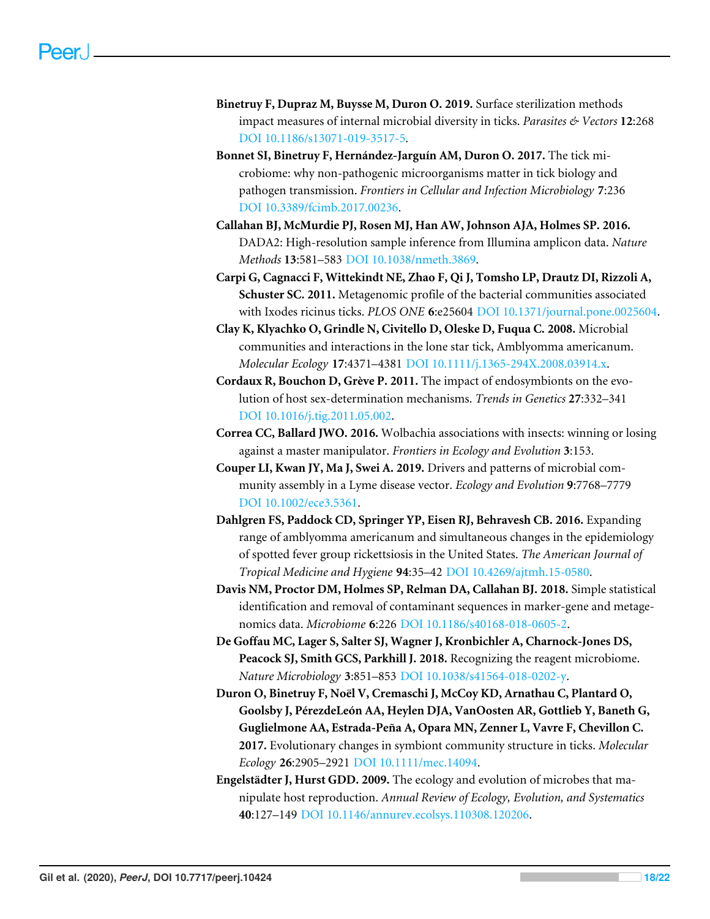**Binetruy F, Dupraz M, Buysse M, Duron O. 2019.** Surface sterilization methods impact measures of internal microbial diversity in ticks. *Parasites & Vectors* **12**:268 DOI 10.1186/s13071-019-3517-5.

**Bonnet SI, Binetruy F, Hernández-Jarguín AM, Duron O. 2017.** The tick microbiome: why non-pathogenic microorganisms matter in tick biology and pathogen transmission. *Frontiers in Cellular and Infection Microbiology* **7**:236 DOI 10.3389/fcimb.2017.00236.

**Callahan BJ, McMurdie PJ, Rosen MJ, Han AW, Johnson AJA, Holmes SP. 2016.** DADA2: High-resolution sample inference from Illumina amplicon data. *Nature Methods* **13**:581–583 DOI 10.1038/nmeth.3869.

**Carpi G, Cagnacci F, Wittekindt NE, Zhao F, Qi J, Tomsho LP, Drautz DI, Rizzoli A, Schuster SC. 2011.** Metagenomic profile of the bacterial communities associated with Ixodes ricinus ticks. *PLOS ONE* **6**:e25604 DOI 10.1371/journal.pone.0025604.

**Clay K, Klyachko O, Grindle N, Civitello D, Oleske D, Fuqua C. 2008.** Microbial communities and interactions in the lone star tick, Amblyomma americanum. *Molecular Ecology* **17**:4371–4381 DOI 10.1111/j.1365-294X.2008.03914.x.

**Cordaux R, Bouchon D, Grève P. 2011.** The impact of endosymbionts on the evolution of host sex-determination mechanisms. *Trends in Genetics* **27**:332–341 DOI 10.1016/j.tig.2011.05.002.

**Correa CC, Ballard JWO. 2016.** Wolbachia associations with insects: winning or losing against a master manipulator. *Frontiers in Ecology and Evolution* **3**:153.

**Couper LI, Kwan JY, Ma J, Swei A. 2019.** Drivers and patterns of microbial community assembly in a Lyme disease vector. *Ecology and Evolution* **9**:7768–7779 DOI 10.1002/ece3.5361.

**Dahlgren FS, Paddock CD, Springer YP, Eisen RJ, Behravesh CB. 2016.** Expanding range of amblyomma americanum and simultaneous changes in the epidemiology of spotted fever group rickettsiosis in the United States. *The American Journal of Tropical Medicine and Hygiene* **94**:35–42 DOI 10.4269/ajtmh.15-0580.

**Davis NM, Proctor DM, Holmes SP, Relman DA, Callahan BJ. 2018.** Simple statistical identification and removal of contaminant sequences in marker-gene and metagenomics data. *Microbiome* **6**:226 DOI 10.1186/s40168-018-0605-2.

**De Goffau MC, Lager S, Salter SJ, Wagner J, Kronbichler A, Charnock-Jones DS, Peacock SJ, Smith GCS, Parkhill J. 2018.** Recognizing the reagent microbiome. *Nature Microbiology* **3**:851–853 DOI 10.1038/s41564-018-0202-y.

**Duron O, Binetruy F, Noël V, Cremaschi J, McCoy KD, Arnathau C, Plantard O, Goolsby J, PérezdeLeón AA, Heylen DJA, VanOosten AR, Gottlieb Y, Baneth G, Guglielmone AA, Estrada-Peña A, Opara MN, Zenner L, Vavre F, Chevillon C. 2017.** Evolutionary changes in symbiont community structure in ticks. *Molecular Ecology* **26**:2905–2921 DOI 10.1111/mec.14094.

**Engelstädter J, Hurst GDD. 2009.** The ecology and evolution of microbes that manipulate host reproduction. *Annual Review of Ecology, Evolution, and Systematics* **40**:127–149 DOI 10.1146/annurev.ecolsys.110308.120206.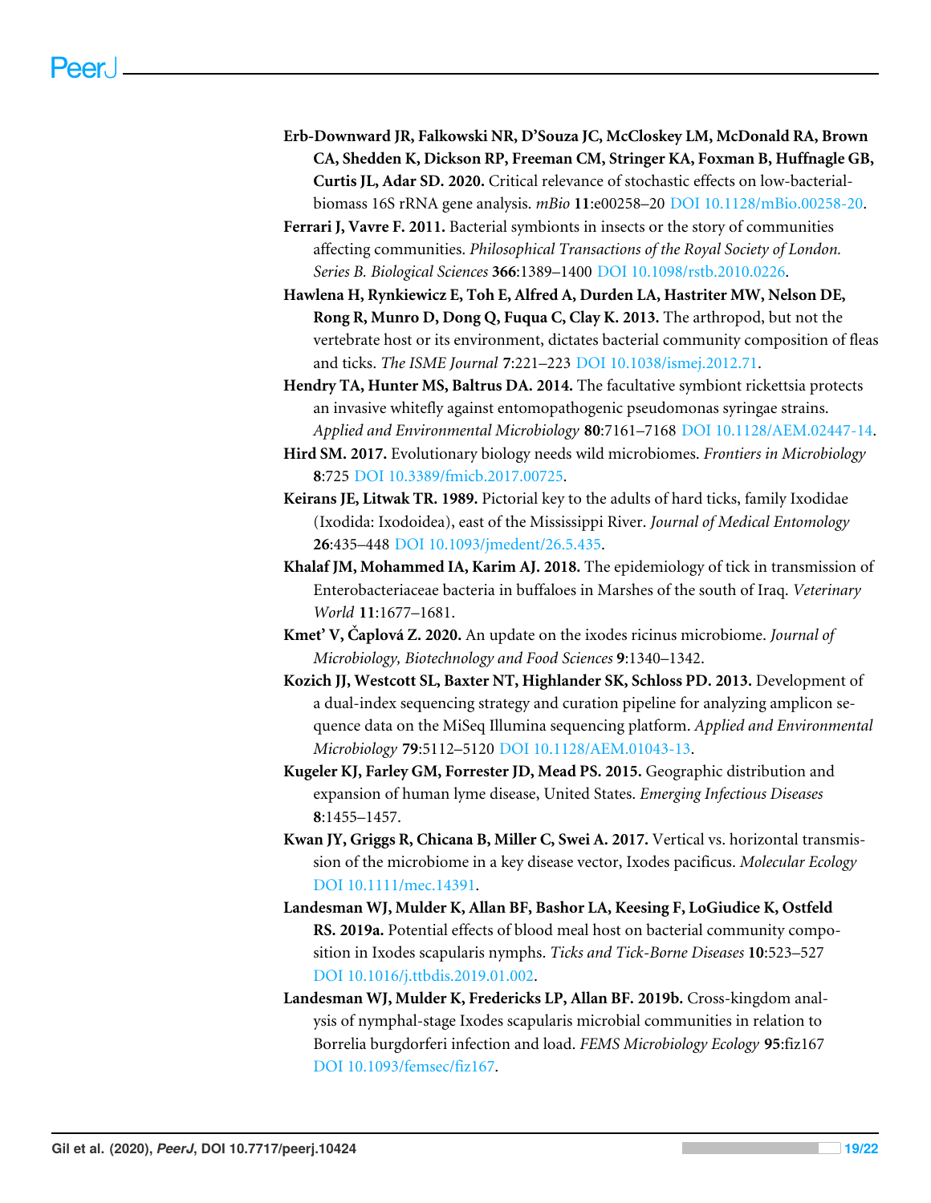**Erb-Downward JR, Falkowski NR, D'Souza JC, McCloskey LM, McDonald RA, Brown CA, Shedden K, Dickson RP, Freeman CM, Stringer KA, Foxman B, Huffnagle GB, Curtis JL, Adar SD. 2020.** Critical relevance of stochastic effects on low-bacterial-biomass 16S rRNA gene analysis. *mBio* **11**:e00258–20 DOI 10.1128/mBio.00258-20.

**Ferrari J, Vavre F. 2011.** Bacterial symbionts in insects or the story of communities affecting communities. *Philosophical Transactions of the Royal Society of London. Series B. Biological Sciences* **366**:1389–1400 DOI 10.1098/rstb.2010.0226.

**Hawlena H, Rynkiewicz E, Toh E, Alfred A, Durden LA, Hastriter MW, Nelson DE, Rong R, Munro D, Dong Q, Fuqua C, Clay K. 2013.** The arthropod, but not the vertebrate host or its environment, dictates bacterial community composition of fleas and ticks. *The ISME Journal* **7**:221–223 DOI 10.1038/ismej.2012.71.

**Hendry TA, Hunter MS, Baltrus DA. 2014.** The facultative symbiont rickettsia protects an invasive whitefly against entomopathogenic pseudomonas syringae strains. *Applied and Environmental Microbiology* **80**:7161–7168 DOI 10.1128/AEM.02447-14.

**Hird SM. 2017.** Evolutionary biology needs wild microbiomes. *Frontiers in Microbiology* **8**:725 DOI 10.3389/fmicb.2017.00725.

**Keirans JE, Litwak TR. 1989.** Pictorial key to the adults of hard ticks, family Ixodidae (Ixodida: Ixodoidea), east of the Mississippi River. *Journal of Medical Entomology* **26**:435–448 DOI 10.1093/jmedent/26.5.435.

**Khalaf JM, Mohammed IA, Karim AJ. 2018.** The epidemiology of tick in transmission of Enterobacteriaceae bacteria in buffaloes in Marshes of the south of Iraq. *Veterinary World* **11**:1677–1681.

**Kmet' V, Čaplová Z. 2020.** An update on the ixodes ricinus microbiome. *Journal of Microbiology, Biotechnology and Food Sciences* **9**:1340–1342.

**Kozich JJ, Westcott SL, Baxter NT, Highlander SK, Schloss PD. 2013.** Development of a dual-index sequencing strategy and curation pipeline for analyzing amplicon sequence data on the MiSeq Illumina sequencing platform. *Applied and Environmental Microbiology* **79**:5112–5120 DOI 10.1128/AEM.01043-13.

**Kugeler KJ, Farley GM, Forrester JD, Mead PS. 2015.** Geographic distribution and expansion of human lyme disease, United States. *Emerging Infectious Diseases* **8**:1455–1457.

**Kwan JY, Griggs R, Chicana B, Miller C, Swei A. 2017.** Vertical vs. horizontal transmission of the microbiome in a key disease vector, Ixodes pacificus. *Molecular Ecology* DOI 10.1111/mec.14391.

**Landesman WJ, Mulder K, Allan BF, Bashor LA, Keesing F, LoGiudice K, Ostfeld RS. 2019a.** Potential effects of blood meal host on bacterial community composition in Ixodes scapularis nymphs. *Ticks and Tick-Borne Diseases* **10**:523–527 DOI 10.1016/j.ttbdis.2019.01.002.

**Landesman WJ, Mulder K, Fredericks LP, Allan BF. 2019b.** Cross-kingdom analysis of nymphal-stage Ixodes scapularis microbial communities in relation to Borrelia burgdorferi infection and load. *FEMS Microbiology Ecology* **95**:fiz167 DOI 10.1093/femsec/fiz167.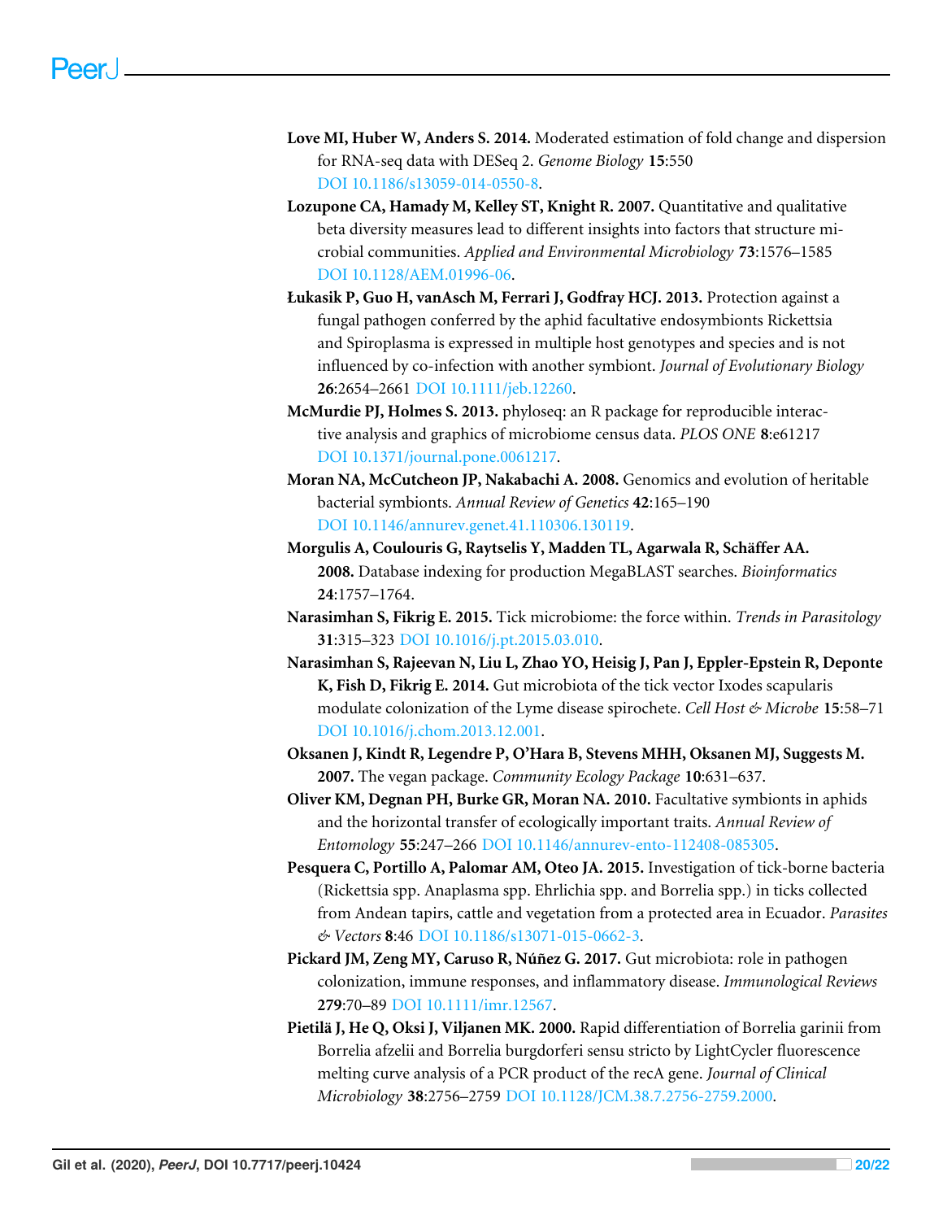**Love MI, Huber W, Anders S. 2014.** Moderated estimation of fold change and dispersion for RNA-seq data with DESeq 2. *Genome Biology* **15**:550 DOI 10.1186/s13059-014-0550-8.

**Lozupone CA, Hamady M, Kelley ST, Knight R. 2007.** Quantitative and qualitative beta diversity measures lead to different insights into factors that structure microbial communities. *Applied and Environmental Microbiology* **73**:1576–1585 DOI 10.1128/AEM.01996-06.

**Łukasik P, Guo H, vanAsch M, Ferrari J, Godfray HCJ. 2013.** Protection against a fungal pathogen conferred by the aphid facultative endosymbionts Rickettsia and Spiroplasma is expressed in multiple host genotypes and species and is not influenced by co-infection with another symbiont. *Journal of Evolutionary Biology* **26**:2654–2661 DOI 10.1111/jeb.12260.

**McMurdie PJ, Holmes S. 2013.** phyloseq: an R package for reproducible interactive analysis and graphics of microbiome census data. *PLOS ONE* **8**:e61217 DOI 10.1371/journal.pone.0061217.

**Moran NA, McCutcheon JP, Nakabachi A. 2008.** Genomics and evolution of heritable bacterial symbionts. *Annual Review of Genetics* **42**:165–190 DOI 10.1146/annurev.genet.41.110306.130119.

**Morgulis A, Coulouris G, Raytselis Y, Madden TL, Agarwala R, Schäffer AA. 2008.** Database indexing for production MegaBLAST searches. *Bioinformatics* **24**:1757–1764.

**Narasimhan S, Fikrig E. 2015.** Tick microbiome: the force within. *Trends in Parasitology* **31**:315–323 DOI 10.1016/j.pt.2015.03.010.

**Narasimhan S, Rajeevan N, Liu L, Zhao YO, Heisig J, Pan J, Eppler-Epstein R, Deponte K, Fish D, Fikrig E. 2014.** Gut microbiota of the tick vector Ixodes scapularis modulate colonization of the Lyme disease spirochete. *Cell Host & Microbe* **15**:58–71 DOI 10.1016/j.chom.2013.12.001.

**Oksanen J, Kindt R, Legendre P, O'Hara B, Stevens MHH, Oksanen MJ, Suggests M. 2007.** The vegan package. *Community Ecology Package* **10**:631–637.

**Oliver KM, Degnan PH, Burke GR, Moran NA. 2010.** Facultative symbionts in aphids and the horizontal transfer of ecologically important traits. *Annual Review of Entomology* **55**:247–266 DOI 10.1146/annurev-ento-112408-085305.

**Pesquera C, Portillo A, Palomar AM, Oteo JA. 2015.** Investigation of tick-borne bacteria (Rickettsia spp. Anaplasma spp. Ehrlichia spp. and Borrelia spp.) in ticks collected from Andean tapirs, cattle and vegetation from a protected area in Ecuador. *Parasites & Vectors* **8**:46 DOI 10.1186/s13071-015-0662-3.

**Pickard JM, Zeng MY, Caruso R, Núñez G. 2017.** Gut microbiota: role in pathogen colonization, immune responses, and inflammatory disease. *Immunological Reviews* **279**:70–89 DOI 10.1111/imr.12567.

**Pietilä J, He Q, Oksi J, Viljanen MK. 2000.** Rapid differentiation of Borrelia garinii from Borrelia afzelii and Borrelia burgdorferi sensu stricto by LightCycler fluorescence melting curve analysis of a PCR product of the recA gene. *Journal of Clinical Microbiology* **38**:2756–2759 DOI 10.1128/JCM.38.7.2756-2759.2000.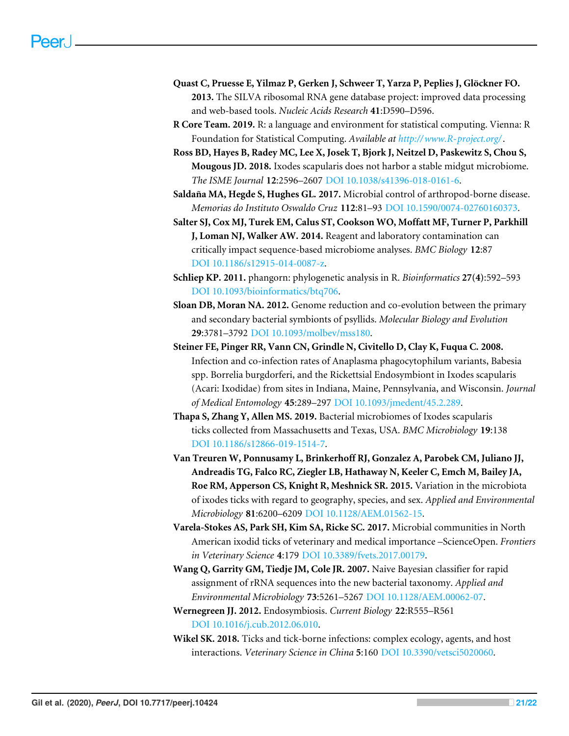**Quast C, Pruesse E, Yilmaz P, Gerken J, Schweer T, Yarza P, Peplies J, Glöckner FO. 2013.** The SILVA ribosomal RNA gene database project: improved data processing and web-based tools. *Nucleic Acids Research* **41**:D590–D596.

**R Core Team. 2019.** R: a language and environment for statistical computing. Vienna: R Foundation for Statistical Computing. *Available at http://www.R-project.org/*.

**Ross BD, Hayes B, Radey MC, Lee X, Josek T, Bjork J, Neitzel D, Paskewitz S, Chou S, Mougous JD. 2018.** Ixodes scapularis does not harbor a stable midgut microbiome. *The ISME Journal* **12**:2596–2607 DOI 10.1038/s41396-018-0161-6.

**Saldaña MA, Hegde S, Hughes GL. 2017.** Microbial control of arthropod-borne disease. *Memorias do Instituto Oswaldo Cruz* **112**:81–93 DOI 10.1590/0074-02760160373.

**Salter SJ, Cox MJ, Turek EM, Calus ST, Cookson WO, Moffatt MF, Turner P, Parkhill J, Loman NJ, Walker AW. 2014.** Reagent and laboratory contamination can critically impact sequence-based microbiome analyses. *BMC Biology* **12**:87 DOI 10.1186/s12915-014-0087-z.

**Schliep KP. 2011.** phangorn: phylogenetic analysis in R. *Bioinformatics* **27(4)**:592–593 DOI 10.1093/bioinformatics/btq706.

**Sloan DB, Moran NA. 2012.** Genome reduction and co-evolution between the primary and secondary bacterial symbionts of psyllids. *Molecular Biology and Evolution* **29**:3781–3792 DOI 10.1093/molbev/mss180.

**Steiner FE, Pinger RR, Vann CN, Grindle N, Civitello D, Clay K, Fuqua C. 2008.** Infection and co-infection rates of Anaplasma phagocytophilum variants, Babesia spp. Borrelia burgdorferi, and the Rickettsial Endosymbiont in Ixodes scapularis (Acari: Ixodidae) from sites in Indiana, Maine, Pennsylvania, and Wisconsin. *Journal of Medical Entomology* **45**:289–297 DOI 10.1093/jmedent/45.2.289.

**Thapa S, Zhang Y, Allen MS. 2019.** Bacterial microbiomes of Ixodes scapularis ticks collected from Massachusetts and Texas, USA. *BMC Microbiology* **19**:138 DOI 10.1186/s12866-019-1514-7.

**Van Treuren W, Ponnusamy L, Brinkerhoff RJ, Gonzalez A, Parobek CM, Juliano JJ, Andreadis TG, Falco RC, Ziegler LB, Hathaway N, Keeler C, Emch M, Bailey JA, Roe RM, Apperson CS, Knight R, Meshnick SR. 2015.** Variation in the microbiota of ixodes ticks with regard to geography, species, and sex. *Applied and Environmental Microbiology* **81**:6200–6209 DOI 10.1128/AEM.01562-15.

**Varela-Stokes AS, Park SH, Kim SA, Ricke SC. 2017.** Microbial communities in North American ixodid ticks of veterinary and medical importance –ScienceOpen. *Frontiers in Veterinary Science* **4**:179 DOI 10.3389/fvets.2017.00179.

**Wang Q, Garrity GM, Tiedje JM, Cole JR. 2007.** Naive Bayesian classifier for rapid assignment of rRNA sequences into the new bacterial taxonomy. *Applied and Environmental Microbiology* **73**:5261–5267 DOI 10.1128/AEM.00062-07.

**Wernegreen JJ. 2012.** Endosymbiosis. *Current Biology* **22**:R555–R561 DOI 10.1016/j.cub.2012.06.010.

**Wikel SK. 2018.** Ticks and tick-borne infections: complex ecology, agents, and host interactions. *Veterinary Science in China* **5**:160 DOI 10.3390/vetsci5020060.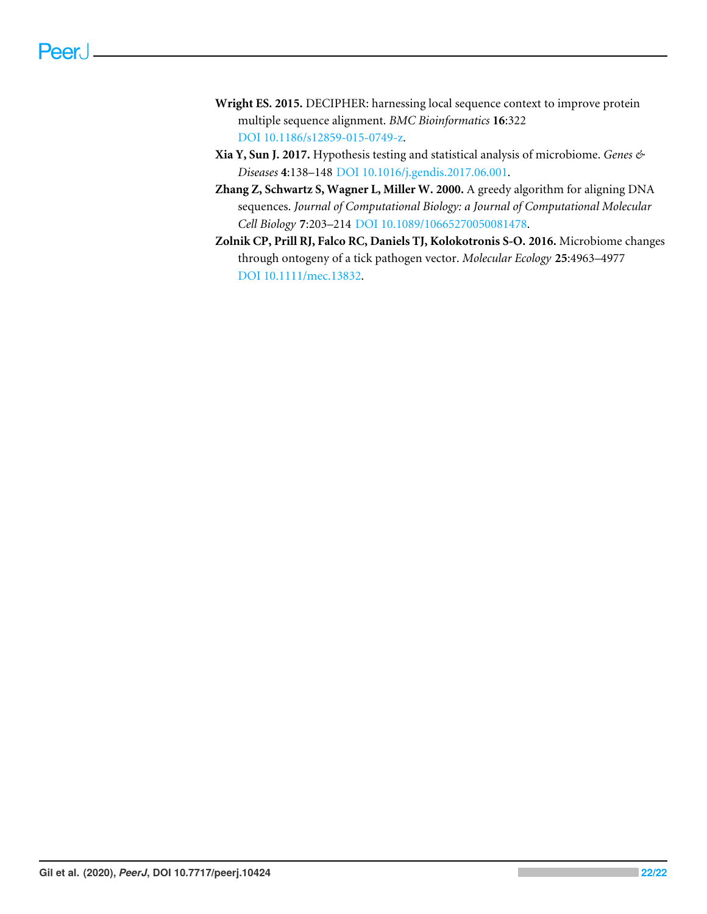**Wright ES. 2015.** DECIPHER: harnessing local sequence context to improve protein multiple sequence alignment. *BMC Bioinformatics* **16**:322 DOI 10.1186/s12859-015-0749-z.

**Xia Y, Sun J. 2017.** Hypothesis testing and statistical analysis of microbiome. *Genes & Diseases* **4**:138–148 DOI 10.1016/j.gendis.2017.06.001.

**Zhang Z, Schwartz S, Wagner L, Miller W. 2000.** A greedy algorithm for aligning DNA sequences. *Journal of Computational Biology: a Journal of Computational Molecular Cell Biology* **7**:203–214 DOI 10.1089/10665270050081478.

**Zolnik CP, Prill RJ, Falco RC, Daniels TJ, Kolokotronis S-O. 2016.** Microbiome changes through ontogeny of a tick pathogen vector. *Molecular Ecology* **25**:4963–4977 DOI 10.1111/mec.13832.